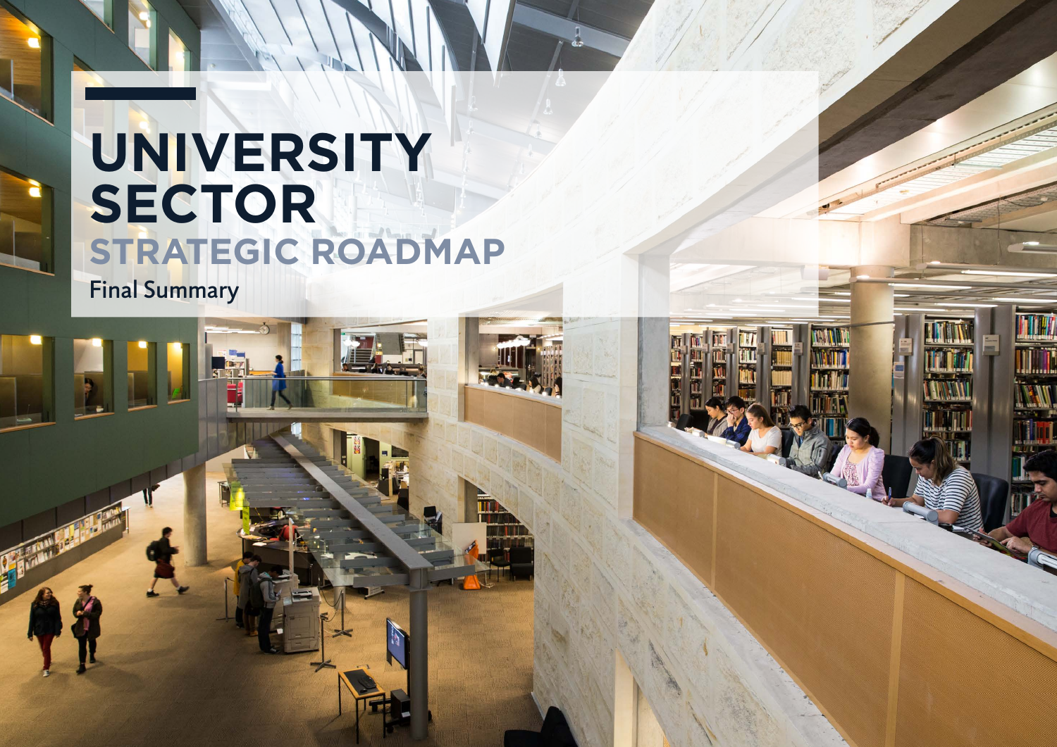# UNIVERSITY SECTOR

## STRATEGIC ROADMAP

Final Summary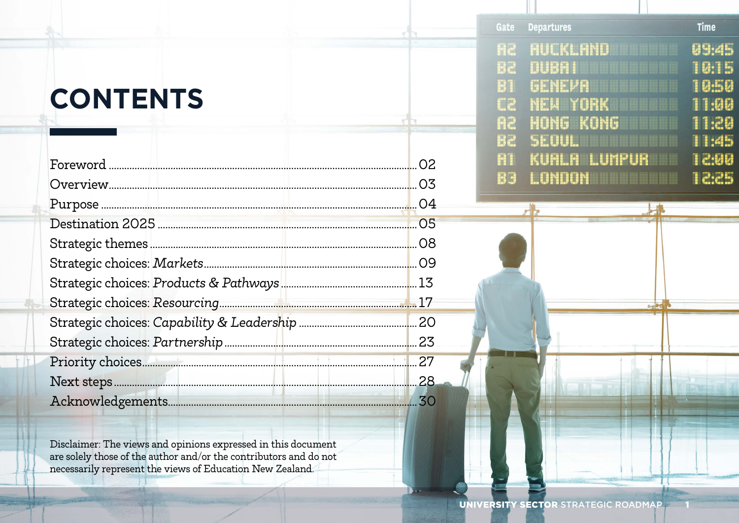# CONTENTS

| | |
|---|---|
| Foreword | 02 |
| Overview | 03 |
| Purpose | 04 |
| Destination 2025 | 05 |
| Strategic themes | 08 |
| Strategic choices: *Markets* | 09 |
| Strategic choices: *Products & Pathways* | 13 |
| Strategic choices: *Resourcing* | 17 |
| Strategic choices: *Capability & Leadership* | 20 |
| Strategic choices: *Partnership* | 23 |
| Priority choices | 27 |
| Next steps | 28 |
| Acknowledgements | 30 |

Disclaimer: The views and opinions expressed in this document are solely those of the author and/or the contributors and do not necessarily represent the views of Education New Zealand.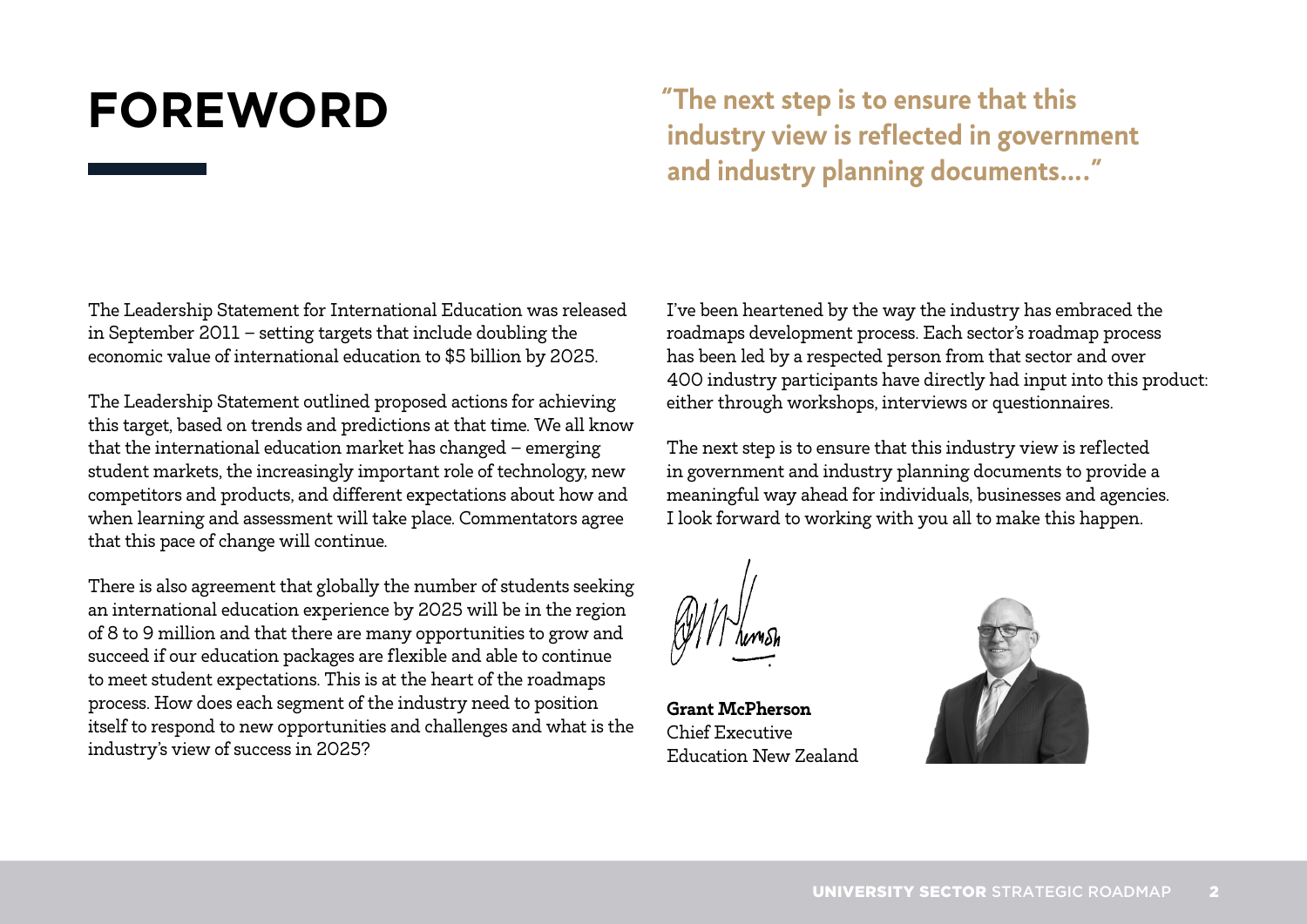# FOREWORD

**"The next step is to ensure that this industry view is reflected in government and industry planning documents...."**

The Leadership Statement for International Education was released in September 2011 – setting targets that include doubling the economic value of international education to $5 billion by 2025.

The Leadership Statement outlined proposed actions for achieving this target, based on trends and predictions at that time. We all know that the international education market has changed – emerging student markets, the increasingly important role of technology, new competitors and products, and different expectations about how and when learning and assessment will take place. Commentators agree that this pace of change will continue.

There is also agreement that globally the number of students seeking an international education experience by 2025 will be in the region of 8 to 9 million and that there are many opportunities to grow and succeed if our education packages are flexible and able to continue to meet student expectations. This is at the heart of the roadmaps process. How does each segment of the industry need to position itself to respond to new opportunities and challenges and what is the industry's view of success in 2025?

I've been heartened by the way the industry has embraced the roadmaps development process. Each sector's roadmap process has been led by a respected person from that sector and over 400 industry participants have directly had input into this product: either through workshops, interviews or questionnaires.

The next step is to ensure that this industry view is reflected in government and industry planning documents to provide a meaningful way ahead for individuals, businesses and agencies. I look forward to working with you all to make this happen.

**Grant McPherson**
Chief Executive
Education New Zealand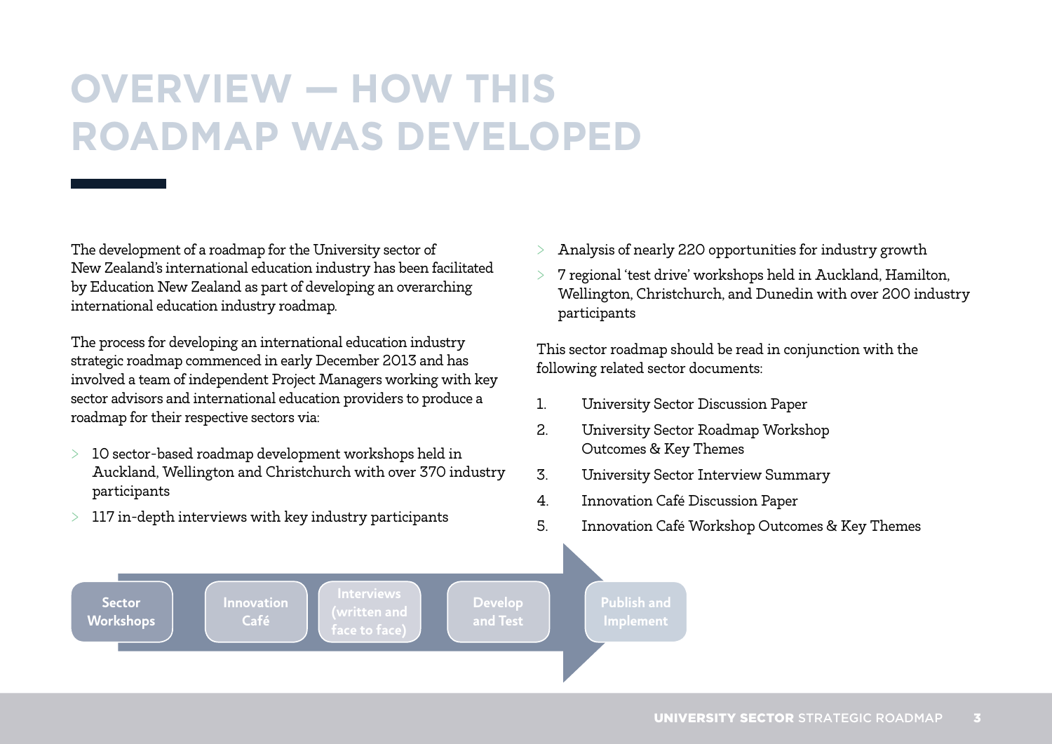# OVERVIEW — HOW THIS ROADMAP WAS DEVELOPED

The development of a roadmap for the University sector of New Zealand's international education industry has been facilitated by Education New Zealand as part of developing an overarching international education industry roadmap.

The process for developing an international education industry strategic roadmap commenced in early December 2013 and has involved a team of independent Project Managers working with key sector advisors and international education providers to produce a roadmap for their respective sectors via:

- 10 sector-based roadmap development workshops held in Auckland, Wellington and Christchurch with over 370 industry participants
- 117 in-depth interviews with key industry participants
- Analysis of nearly 220 opportunities for industry growth
- 7 regional 'test drive' workshops held in Auckland, Hamilton, Wellington, Christchurch, and Dunedin with over 200 industry participants

This sector roadmap should be read in conjunction with the following related sector documents:

1. University Sector Discussion Paper
2. University Sector Roadmap Workshop Outcomes & Key Themes
3. University Sector Interview Summary
4. Innovation Café Discussion Paper
5. Innovation Café Workshop Outcomes & Key Themes

Sector Workshops → Innovation Café → Interviews (written and face to face) → Develop and Test → Publish and Implement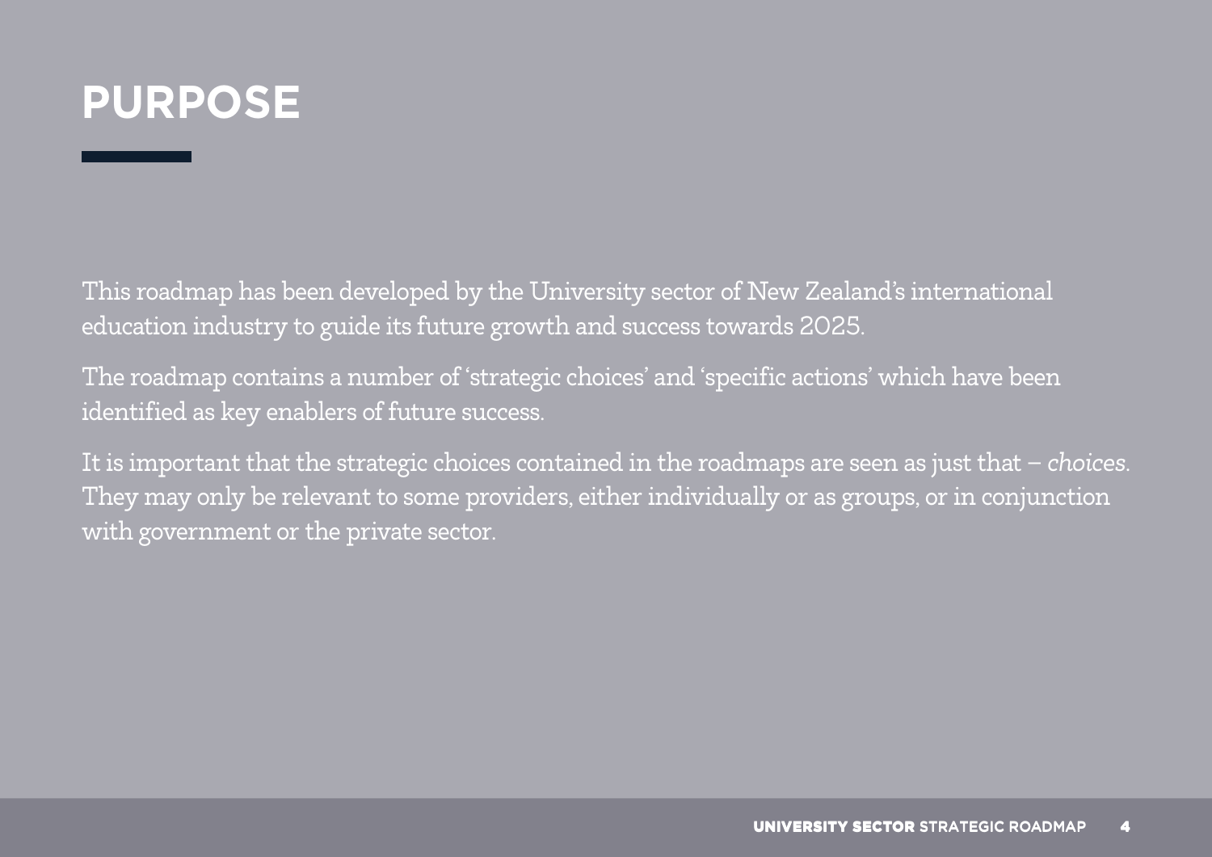# PURPOSE

This roadmap has been developed by the University sector of New Zealand's international education industry to guide its future growth and success towards 2025.

The roadmap contains a number of 'strategic choices' and 'specific actions' which have been identified as key enablers of future success.

It is important that the strategic choices contained in the roadmaps are seen as just that – *choices*. They may only be relevant to some providers, either individually or as groups, or in conjunction with government or the private sector.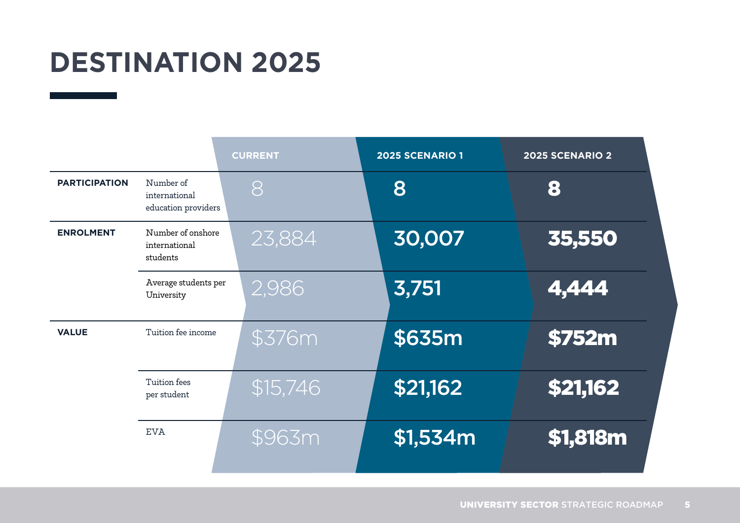# DESTINATION 2025

| | | CURRENT | 2025 SCENARIO 1 | 2025 SCENARIO 2 |
|---|---|---|---|---|
| **PARTICIPATION** | Number of international education providers | 8 | **8** | **8** |
| **ENROLMENT** | Number of onshore international students | 23,884 | **30,007** | **35,550** |
| | Average students per University | 2,986 | **3,751** | **4,444** |
| **VALUE** | Tuition fee income | $376m | **$635m** | **$752m** |
| | Tuition fees per student | $15,746 | **$21,162** | **$21,162** |
| | EVA | $963m | **$1,534m** | **$1,818m** |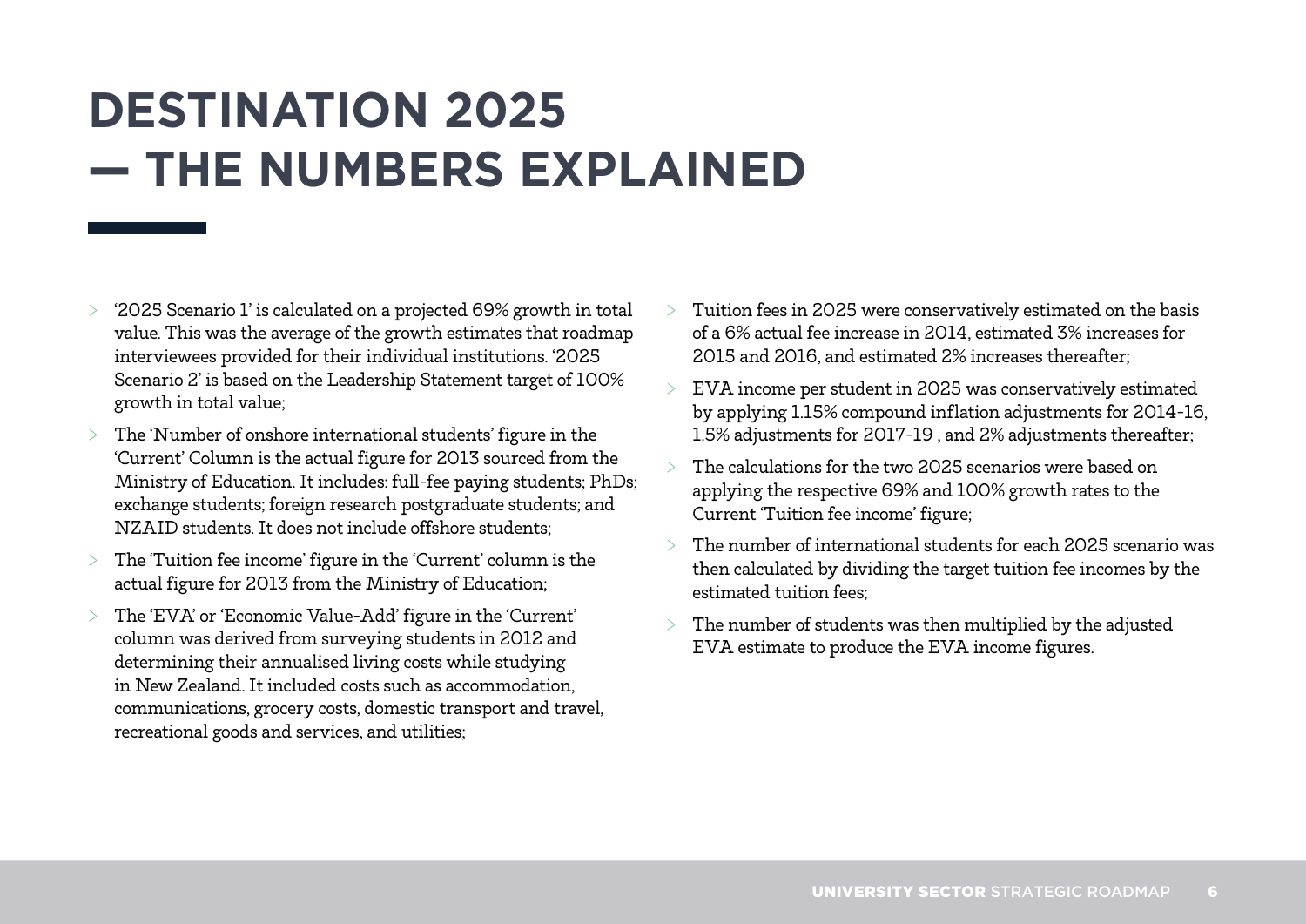# DESTINATION 2025 — THE NUMBERS EXPLAINED

- '2025 Scenario 1' is calculated on a projected 69% growth in total value. This was the average of the growth estimates that roadmap interviewees provided for their individual institutions. '2025 Scenario 2' is based on the Leadership Statement target of 100% growth in total value;
- The 'Number of onshore international students' figure in the 'Current' Column is the actual figure for 2013 sourced from the Ministry of Education. It includes: full-fee paying students; PhDs; exchange students; foreign research postgraduate students; and NZAID students. It does not include offshore students;
- The 'Tuition fee income' figure in the 'Current' column is the actual figure for 2013 from the Ministry of Education;
- The 'EVA' or 'Economic Value-Add' figure in the 'Current' column was derived from surveying students in 2012 and determining their annualised living costs while studying in New Zealand. It included costs such as accommodation, communications, grocery costs, domestic transport and travel, recreational goods and services, and utilities;
- Tuition fees in 2025 were conservatively estimated on the basis of a 6% actual fee increase in 2014, estimated 3% increases for 2015 and 2016, and estimated 2% increases thereafter;
- EVA income per student in 2025 was conservatively estimated by applying 1.15% compound inflation adjustments for 2014-16, 1.5% adjustments for 2017-19 , and 2% adjustments thereafter;
- The calculations for the two 2025 scenarios were based on applying the respective 69% and 100% growth rates to the Current 'Tuition fee income' figure;
- The number of international students for each 2025 scenario was then calculated by dividing the target tuition fee incomes by the estimated tuition fees;
- The number of students was then multiplied by the adjusted EVA estimate to produce the EVA income figures.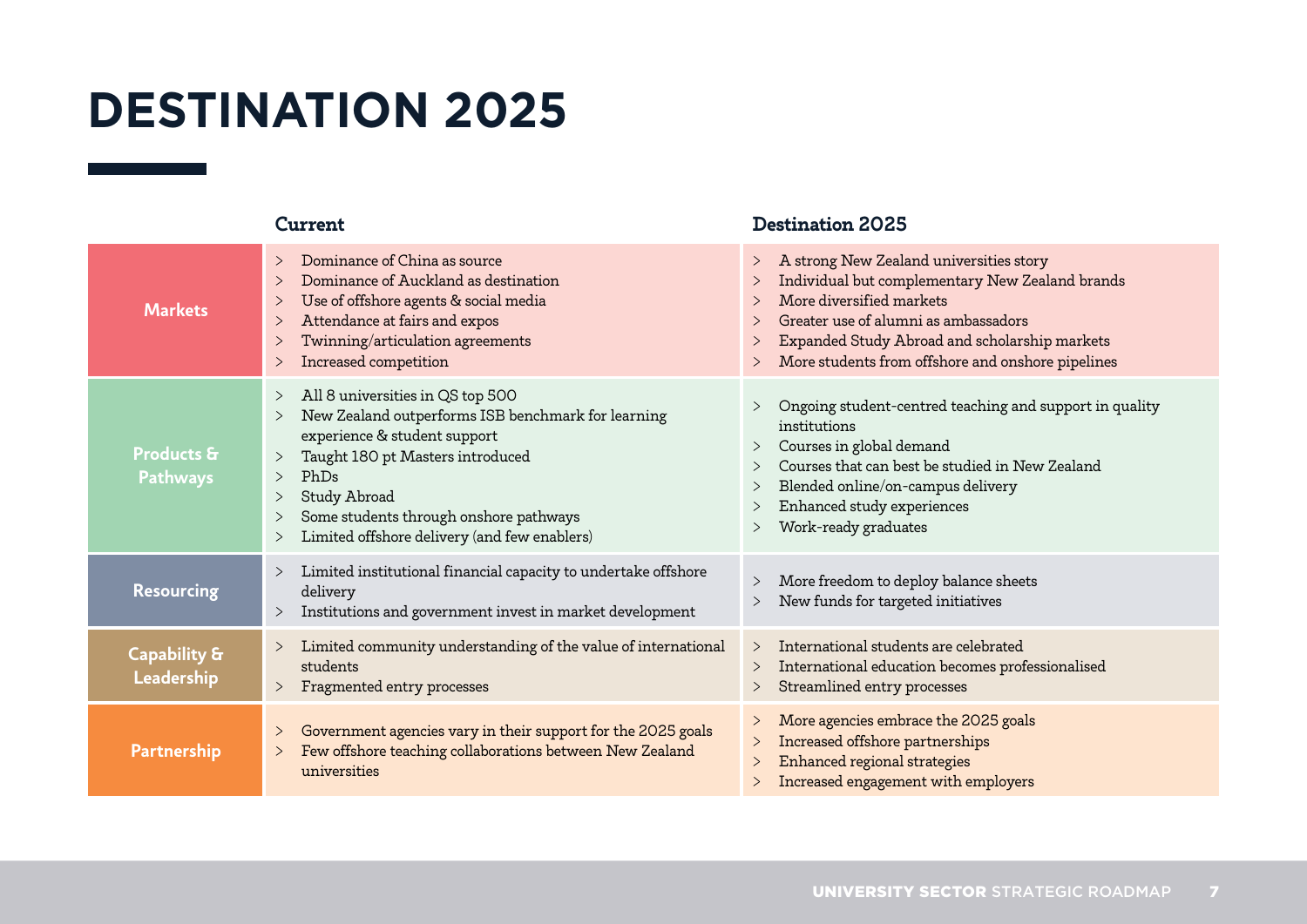# DESTINATION 2025

| | Current | Destination 2025 |
|---|---|---|
| **Markets** | > Dominance of China as source<br>> Dominance of Auckland as destination<br>> Use of offshore agents & social media<br>> Attendance at fairs and expos<br>> Twinning/articulation agreements<br>> Increased competition | > A strong New Zealand universities story<br>> Individual but complementary New Zealand brands<br>> More diversified markets<br>> Greater use of alumni as ambassadors<br>> Expanded Study Abroad and scholarship markets<br>> More students from offshore and onshore pipelines |
| **Products & Pathways** | > All 8 universities in QS top 500<br>> New Zealand outperforms ISB benchmark for learning experience & student support<br>> Taught 180 pt Masters introduced<br>> PhDs<br>> Study Abroad<br>> Some students through onshore pathways<br>> Limited offshore delivery (and few enablers) | > Ongoing student-centred teaching and support in quality institutions<br>> Courses in global demand<br>> Courses that can best be studied in New Zealand<br>> Blended online/on-campus delivery<br>> Enhanced study experiences<br>> Work-ready graduates |
| **Resourcing** | > Limited institutional financial capacity to undertake offshore delivery<br>> Institutions and government invest in market development | > More freedom to deploy balance sheets<br>> New funds for targeted initiatives |
| **Capability & Leadership** | > Limited community understanding of the value of international students<br>> Fragmented entry processes | > International students are celebrated<br>> International education becomes professionalised<br>> Streamlined entry processes |
| **Partnership** | > Government agencies vary in their support for the 2025 goals<br>> Few offshore teaching collaborations between New Zealand universities | > More agencies embrace the 2025 goals<br>> Increased offshore partnerships<br>> Enhanced regional strategies<br>> Increased engagement with employers |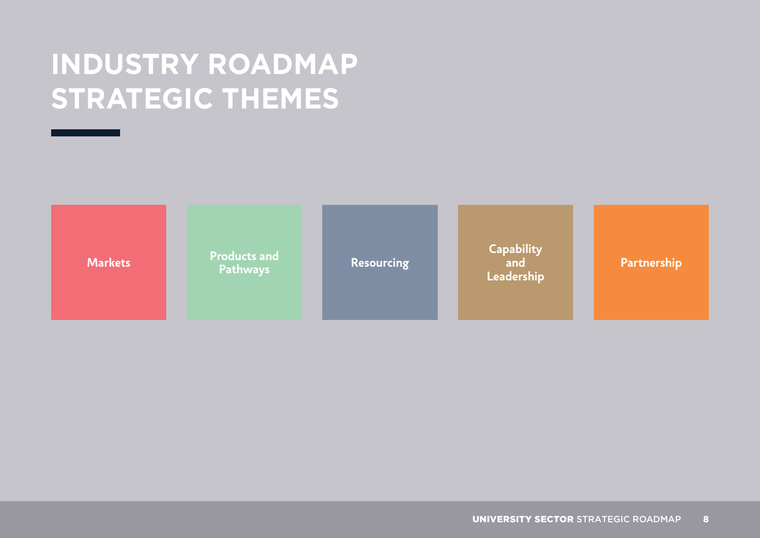# INDUSTRY ROADMAP STRATEGIC THEMES

- Markets
- Products and Pathways
- Resourcing
- Capability and Leadership
- Partnership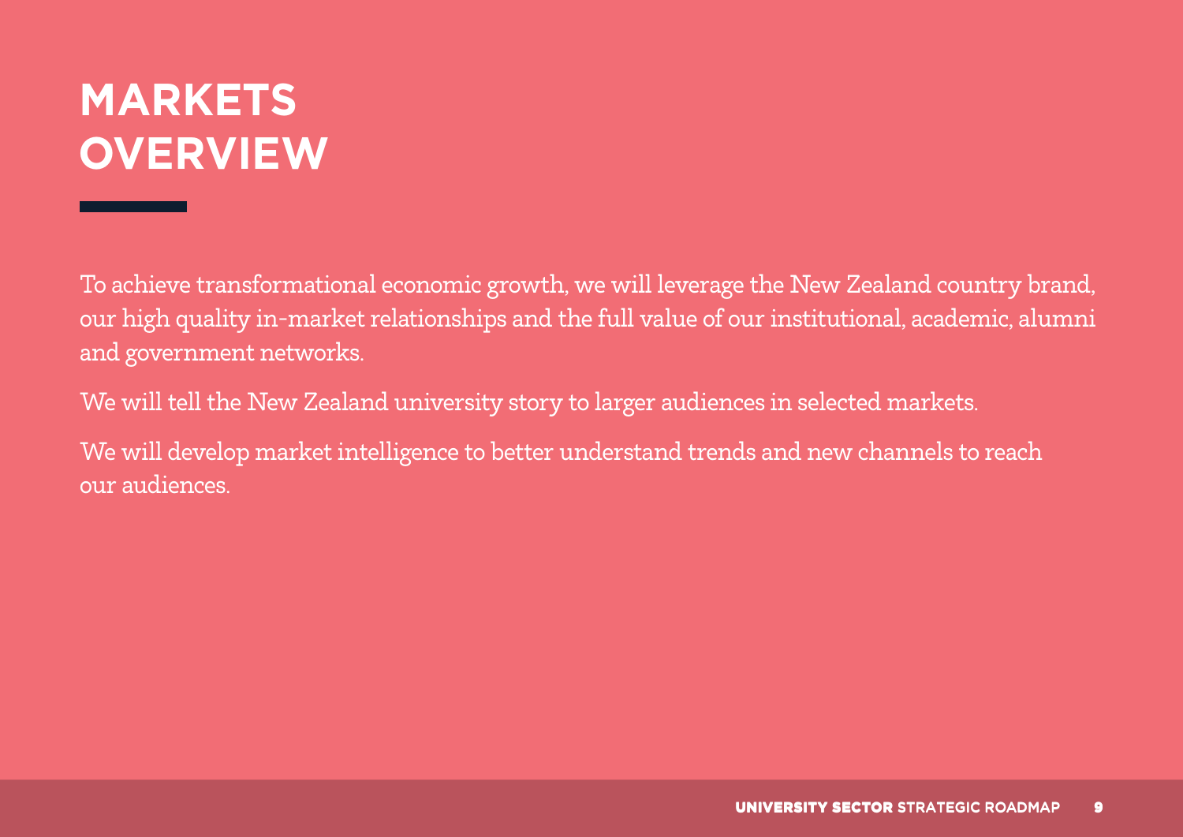# MARKETS OVERVIEW

To achieve transformational economic growth, we will leverage the New Zealand country brand, our high quality in-market relationships and the full value of our institutional, academic, alumni and government networks.

We will tell the New Zealand university story to larger audiences in selected markets.

We will develop market intelligence to better understand trends and new channels to reach our audiences.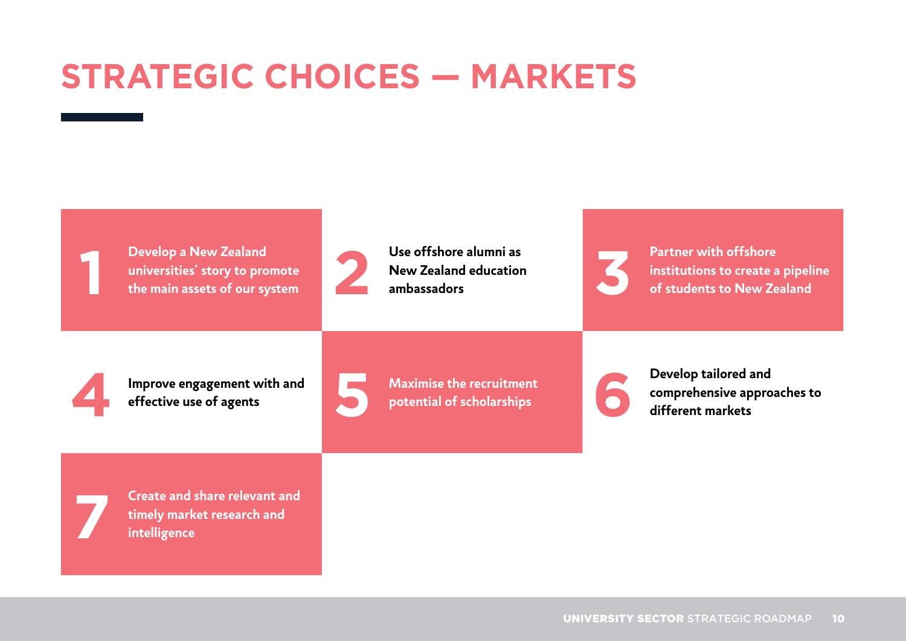# STRATEGIC CHOICES — MARKETS

1. Develop a New Zealand universities' story to promote the main assets of our system
2. Use offshore alumni as New Zealand education ambassadors
3. Partner with offshore institutions to create a pipeline of students to New Zealand
4. Improve engagement with and effective use of agents
5. Maximise the recruitment potential of scholarships
6. Develop tailored and comprehensive approaches to different markets
7. Create and share relevant and timely market research and intelligence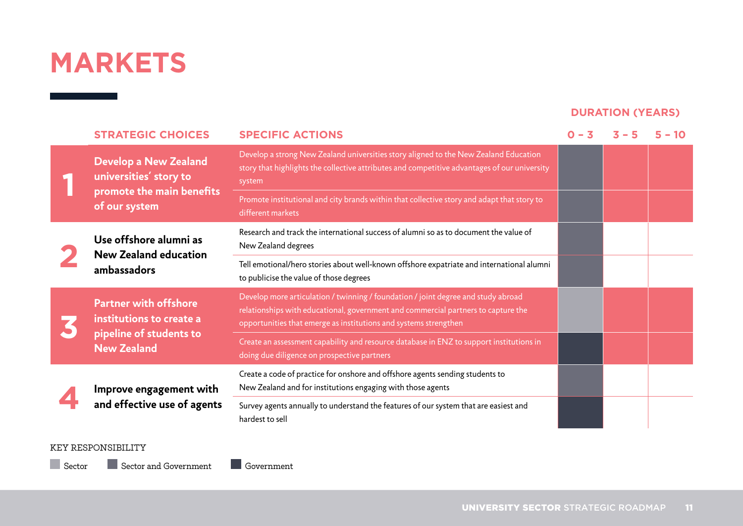# MARKETS

| | STRATEGIC CHOICES | SPECIFIC ACTIONS | DURATION (YEARS) 0 – 3 | 3 – 5 | 5 – 10 |
|---|---|---|---|---|---|
| 1 | Develop a New Zealand universities' story to promote the main benefits of our system | Develop a strong New Zealand universities story aligned to the New Zealand Education story that highlights the collective attributes and competitive advantages of our university system | Sector and Government | | |
| | | Promote institutional and city brands within that collective story and adapt that story to different markets | Sector and Government | | |
| 2 | Use offshore alumni as New Zealand education ambassadors | Research and track the international success of alumni so as to document the value of New Zealand degrees | Sector and Government | | |
| | | Tell emotional/hero stories about well-known offshore expatriate and international alumni to publicise the value of those degrees | Sector and Government | | |
| 3 | Partner with offshore institutions to create a pipeline of students to New Zealand | Develop more articulation / twinning / foundation / joint degree and study abroad relationships with educational, government and commercial partners to capture the opportunities that emerge as institutions and systems strengthen | Sector | | |
| | | Create an assessment capability and resource database in ENZ to support institutions in doing due diligence on prospective partners | Government | | |
| 4 | Improve engagement with and effective use of agents | Create a code of practice for onshore and offshore agents sending students to New Zealand and for institutions engaging with those agents | Sector and Government | | |
| | | Survey agents annually to understand the features of our system that are easiest and hardest to sell | Government | | |

KEY RESPONSIBILITY

Sector &nbsp;&nbsp; Sector and Government &nbsp;&nbsp; Government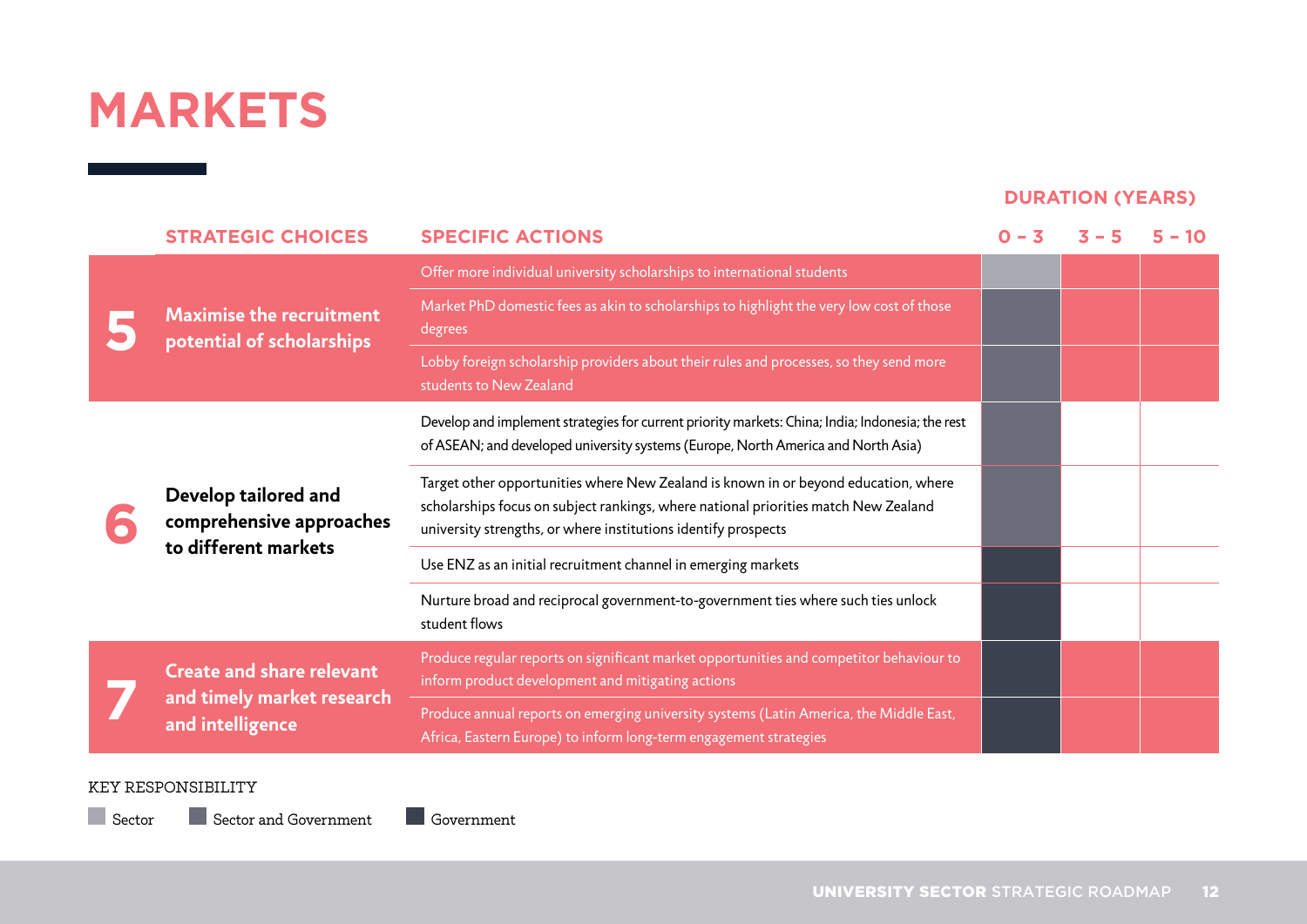# MARKETS

| | STRATEGIC CHOICES | SPECIFIC ACTIONS | DURATION (YEARS) 0 – 3 | 3 – 5 | 5 – 10 |
|---|---|---|---|---|---|
| 5 | Maximise the recruitment potential of scholarships | Offer more individual university scholarships to international students | Sector | | |
| | | Market PhD domestic fees as akin to scholarships to highlight the very low cost of those degrees | Sector and Government | | |
| | | Lobby foreign scholarship providers about their rules and processes, so they send more students to New Zealand | Sector and Government | | |
| 6 | Develop tailored and comprehensive approaches to different markets | Develop and implement strategies for current priority markets: China; India; Indonesia; the rest of ASEAN; and developed university systems (Europe, North America and North Asia) | Sector and Government | | |
| | | Target other opportunities where New Zealand is known in or beyond education, where scholarships focus on subject rankings, where national priorities match New Zealand university strengths, or where institutions identify prospects | Sector and Government | | |
| | | Use ENZ as an initial recruitment channel in emerging markets | Government | | |
| | | Nurture broad and reciprocal government-to-government ties where such ties unlock student flows | Government | | |
| 7 | Create and share relevant and timely market research and intelligence | Produce regular reports on significant market opportunities and competitor behaviour to inform product development and mitigating actions | Government | | |
| | | Produce annual reports on emerging university systems (Latin America, the Middle East, Africa, Eastern Europe) to inform long-term engagement strategies | Government | | |

KEY RESPONSIBILITY

Sector | Sector and Government | Government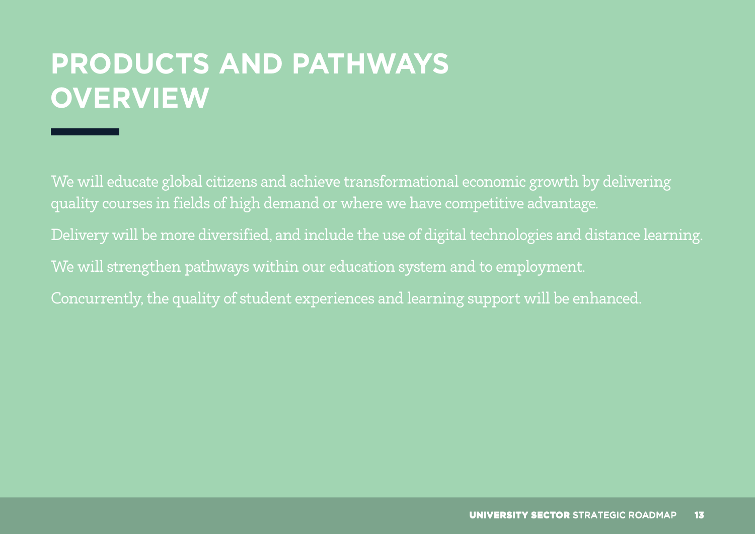# PRODUCTS AND PATHWAYS OVERVIEW

We will educate global citizens and achieve transformational economic growth by delivering quality courses in fields of high demand or where we have competitive advantage.

Delivery will be more diversified, and include the use of digital technologies and distance learning.

We will strengthen pathways within our education system and to employment.

Concurrently, the quality of student experiences and learning support will be enhanced.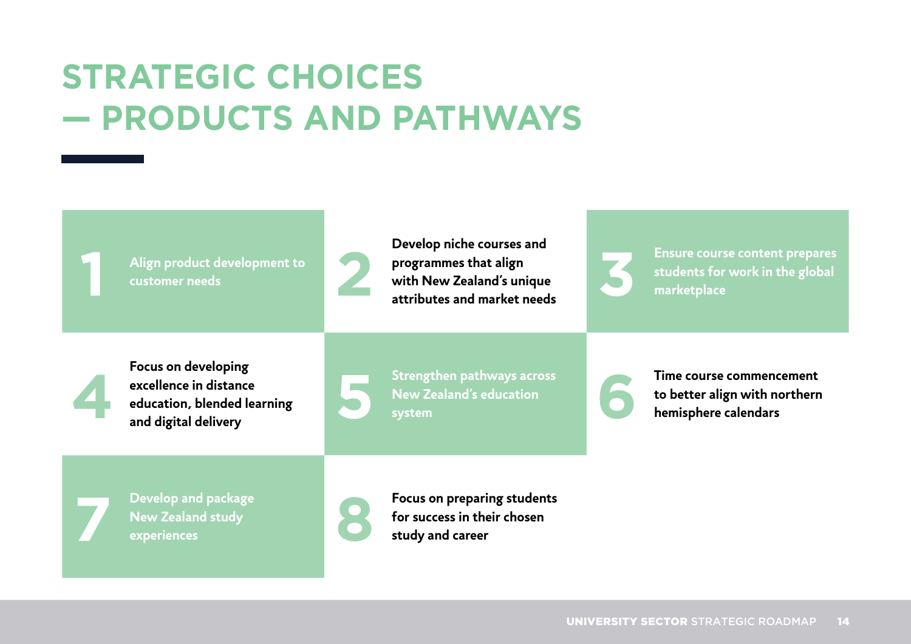# STRATEGIC CHOICES — PRODUCTS AND PATHWAYS

1. Align product development to customer needs
2. Develop niche courses and programmes that align with New Zealand's unique attributes and market needs
3. Ensure course content prepares students for work in the global marketplace
4. Focus on developing excellence in distance education, blended learning and digital delivery
5. Strengthen pathways across New Zealand's education system
6. Time course commencement to better align with northern hemisphere calendars
7. Develop and package New Zealand study experiences
8. Focus on preparing students for success in their chosen study and career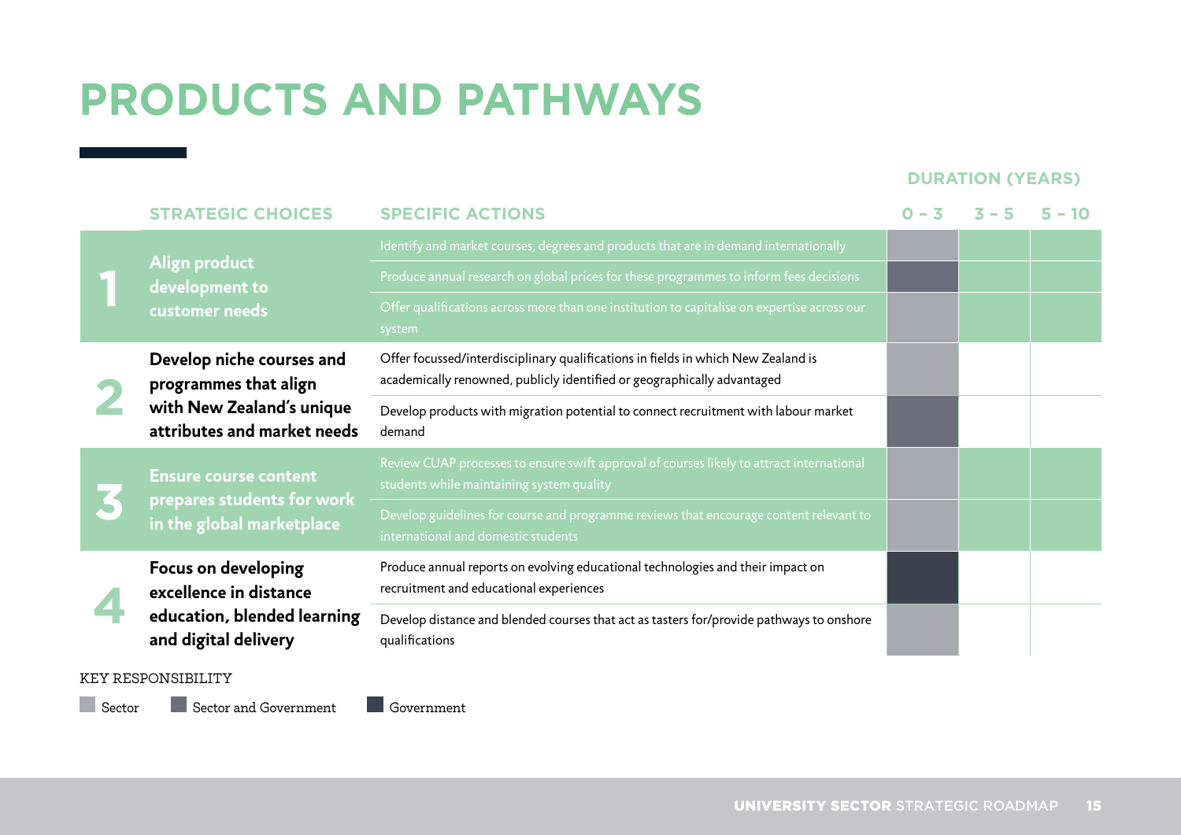# PRODUCTS AND PATHWAYS

| | STRATEGIC CHOICES | SPECIFIC ACTIONS | DURATION (YEARS) 0 – 3 | 3 – 5 | 5 – 10 |
|---|---|---|---|---|---|
| 1 | Align product development to customer needs | Identify and market courses, degrees and products that are in demand internationally | Sector | | |
| | | Produce annual research on global prices for these programmes to inform fees decisions | Sector and Government | | |
| | | Offer qualifications across more than one institution to capitalise on expertise across our system | Sector | | |
| 2 | Develop niche courses and programmes that align with New Zealand's unique attributes and market needs | Offer focussed/interdisciplinary qualifications in fields in which New Zealand is academically renowned, publicly identified or geographically advantaged | Sector | | |
| | | Develop products with migration potential to connect recruitment with labour market demand | Sector and Government | | |
| 3 | Ensure course content prepares students for work in the global marketplace | Review CUAP processes to ensure swift approval of courses likely to attract international students while maintaining system quality | Sector | | |
| | | Develop guidelines for course and programme reviews that encourage content relevant to international and domestic students | Sector | | |
| 4 | Focus on developing excellence in distance education, blended learning and digital delivery | Produce annual reports on evolving educational technologies and their impact on recruitment and educational experiences | Government | | |
| | | Develop distance and blended courses that act as tasters for/provide pathways to onshore qualifications | Sector | | |

KEY RESPONSIBILITY

Sector | Sector and Government | Government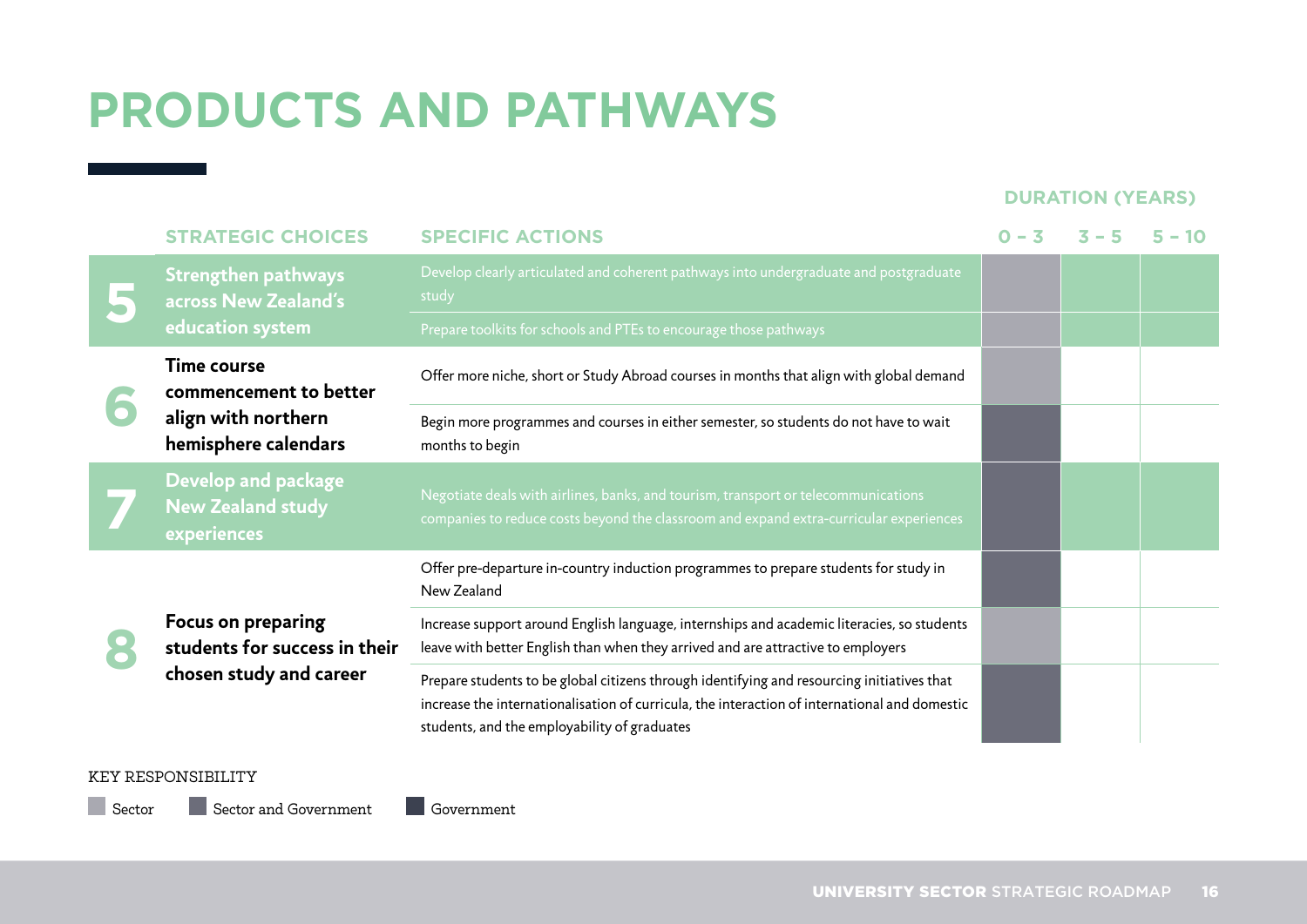# PRODUCTS AND PATHWAYS

| | STRATEGIC CHOICES | SPECIFIC ACTIONS | DURATION (YEARS) 0 – 3 | 3 – 5 | 5 – 10 |
|---|---|---|---|---|---|
| 5 | Strengthen pathways across New Zealand's education system | Develop clearly articulated and coherent pathways into undergraduate and postgraduate study | Sector | | |
| | | Prepare toolkits for schools and PTEs to encourage those pathways | Sector | | |
| 6 | Time course commencement to better align with northern hemisphere calendars | Offer more niche, short or Study Abroad courses in months that align with global demand | Sector | | |
| | | Begin more programmes and courses in either semester, so students do not have to wait months to begin | Sector and Government | | |
| 7 | Develop and package New Zealand study experiences | Negotiate deals with airlines, banks, and tourism, transport or telecommunications companies to reduce costs beyond the classroom and expand extra-curricular experiences | Sector and Government | | |
| 8 | Focus on preparing students for success in their chosen study and career | Offer pre-departure in-country induction programmes to prepare students for study in New Zealand | Sector and Government | | |
| | | Increase support around English language, internships and academic literacies, so students leave with better English than when they arrived and are attractive to employers | Sector | | |
| | | Prepare students to be global citizens through identifying and resourcing initiatives that increase the internationalisation of curricula, the interaction of international and domestic students, and the employability of graduates | Sector and Government | | |

KEY RESPONSIBILITY

Sector | Sector and Government | Government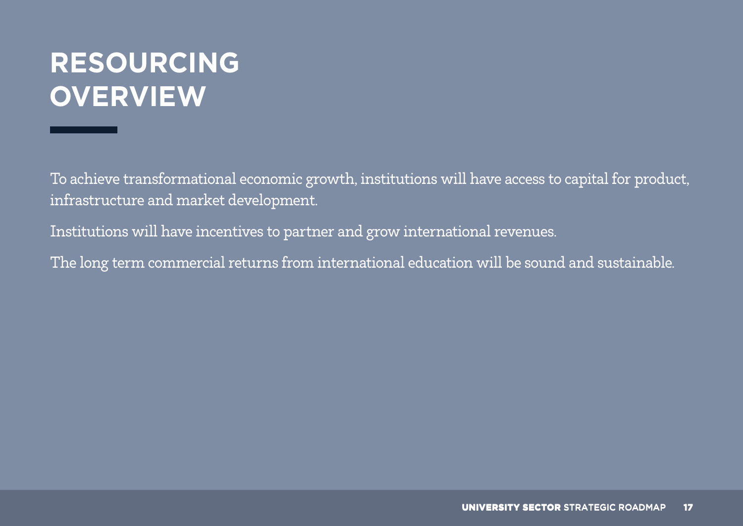# RESOURCING OVERVIEW

To achieve transformational economic growth, institutions will have access to capital for product, infrastructure and market development.

Institutions will have incentives to partner and grow international revenues.

The long term commercial returns from international education will be sound and sustainable.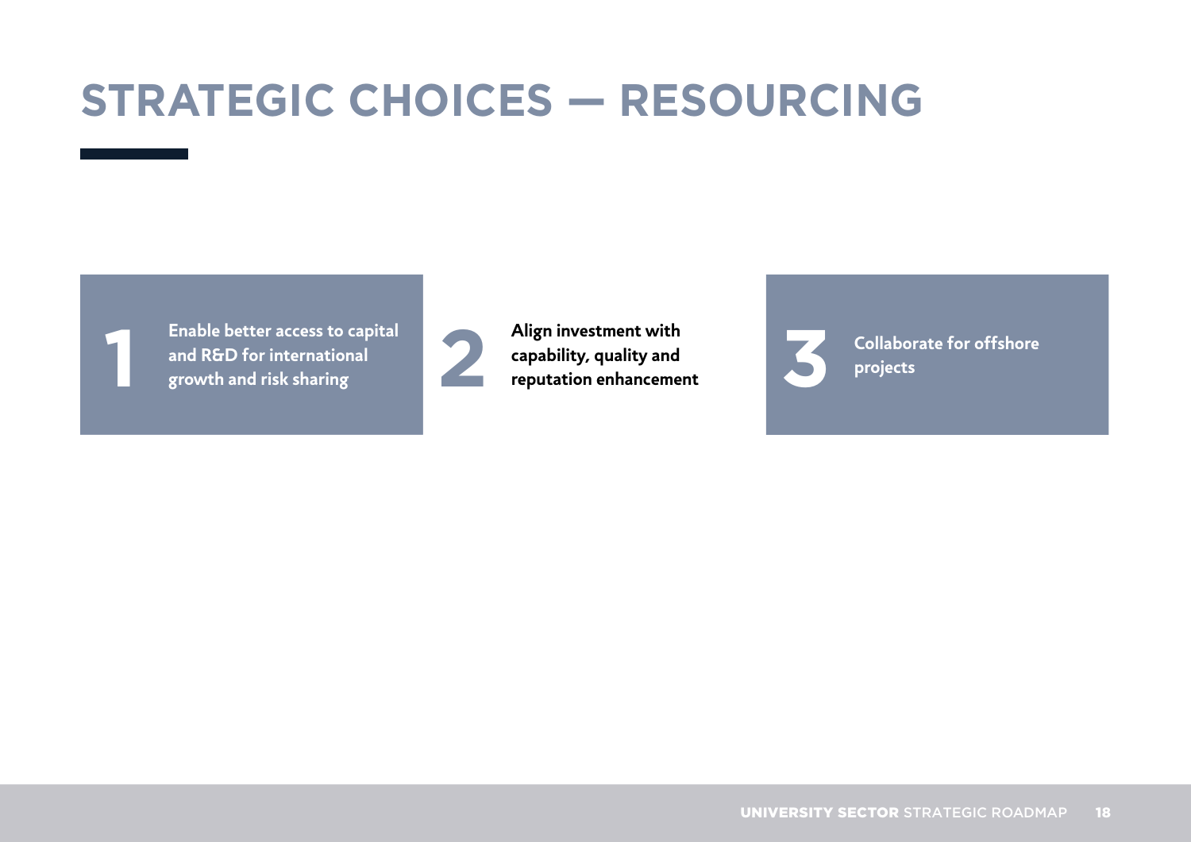# STRATEGIC CHOICES — RESOURCING

1. **Enable better access to capital and R&D for international growth and risk sharing**
2. **Align investment with capability, quality and reputation enhancement**
3. **Collaborate for offshore projects**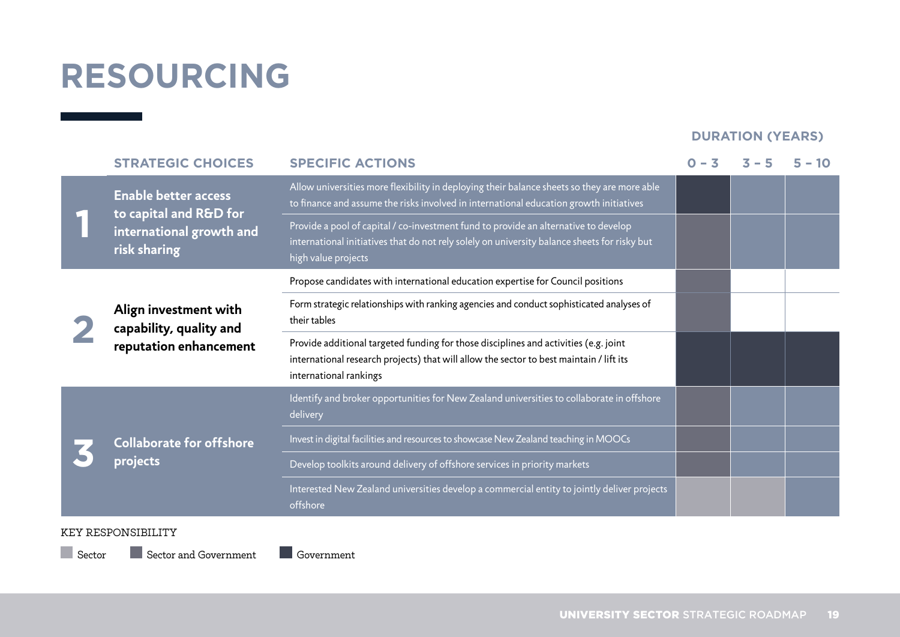# RESOURCING

| | STRATEGIC CHOICES | SPECIFIC ACTIONS | DURATION (YEARS) 0 – 3 | 3 – 5 | 5 – 10 |
|---|---|---|---|---|---|
| **1** | **Enable better access to capital and R&D for international growth and risk sharing** | Allow universities more flexibility in deploying their balance sheets so they are more able to finance and assume the risks involved in international education growth initiatives | Government | | |
| | | Provide a pool of capital / co-investment fund to provide an alternative to develop international initiatives that do not rely solely on university balance sheets for risky but high value projects | Sector and Government | | |
| **2** | **Align investment with capability, quality and reputation enhancement** | Propose candidates with international education expertise for Council positions | Sector and Government | | |
| | | Form strategic relationships with ranking agencies and conduct sophisticated analyses of their tables | Sector and Government | | |
| | | Provide additional targeted funding for those disciplines and activities (e.g. joint international research projects) that will allow the sector to best maintain / lift its international rankings | Government | Government | Government |
| **3** | **Collaborate for offshore projects** | Identify and broker opportunities for New Zealand universities to collaborate in offshore delivery | Sector and Government | | |
| | | Invest in digital facilities and resources to showcase New Zealand teaching in MOOCs | Sector and Government | | |
| | | Develop toolkits around delivery of offshore services in priority markets | Sector and Government | | |
| | | Interested New Zealand universities develop a commercial entity to jointly deliver projects offshore | Sector | Sector | |

KEY RESPONSIBILITY

Sector | Sector and Government | Government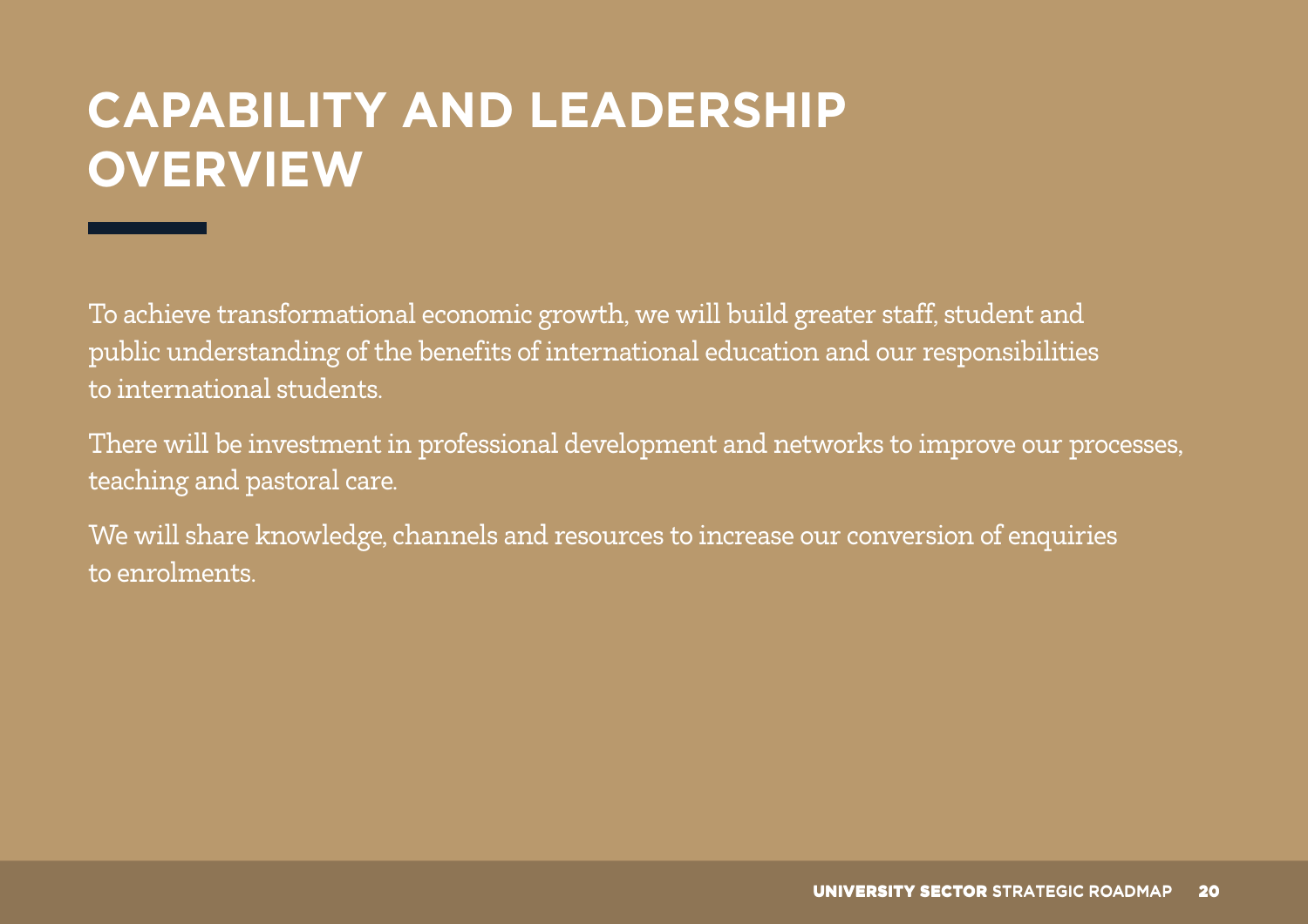# CAPABILITY AND LEADERSHIP OVERVIEW

To achieve transformational economic growth, we will build greater staff, student and public understanding of the benefits of international education and our responsibilities to international students.

There will be investment in professional development and networks to improve our processes, teaching and pastoral care.

We will share knowledge, channels and resources to increase our conversion of enquiries to enrolments.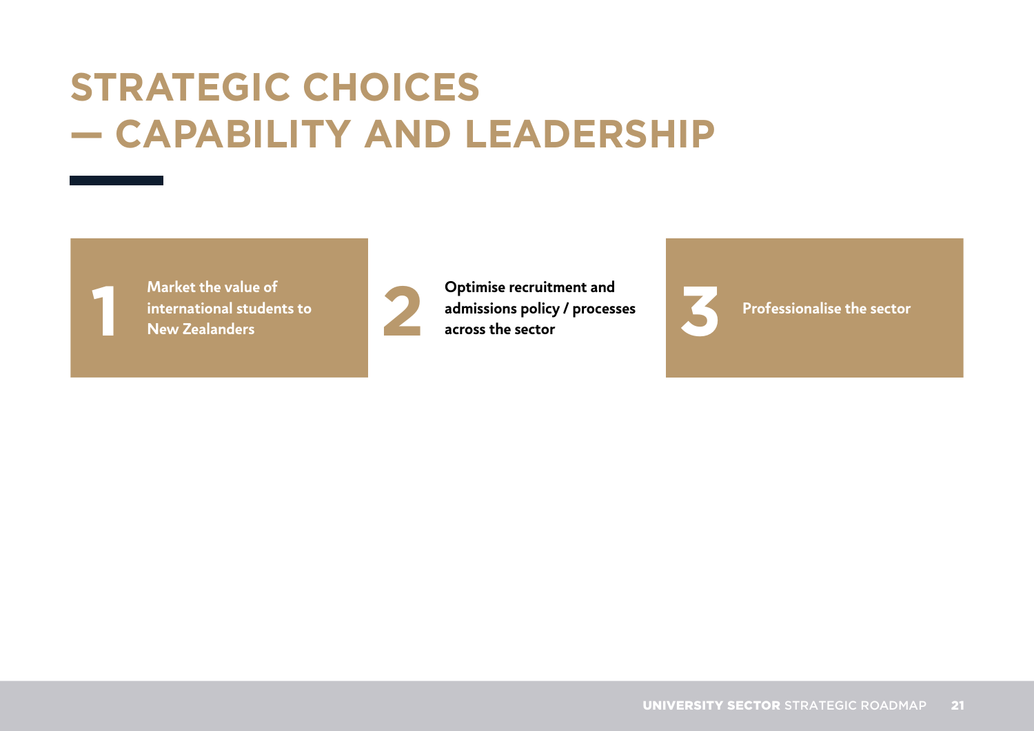# STRATEGIC CHOICES — CAPABILITY AND LEADERSHIP

**1** Market the value of international students to New Zealanders

**2** Optimise recruitment and admissions policy / processes across the sector

**3** Professionalise the sector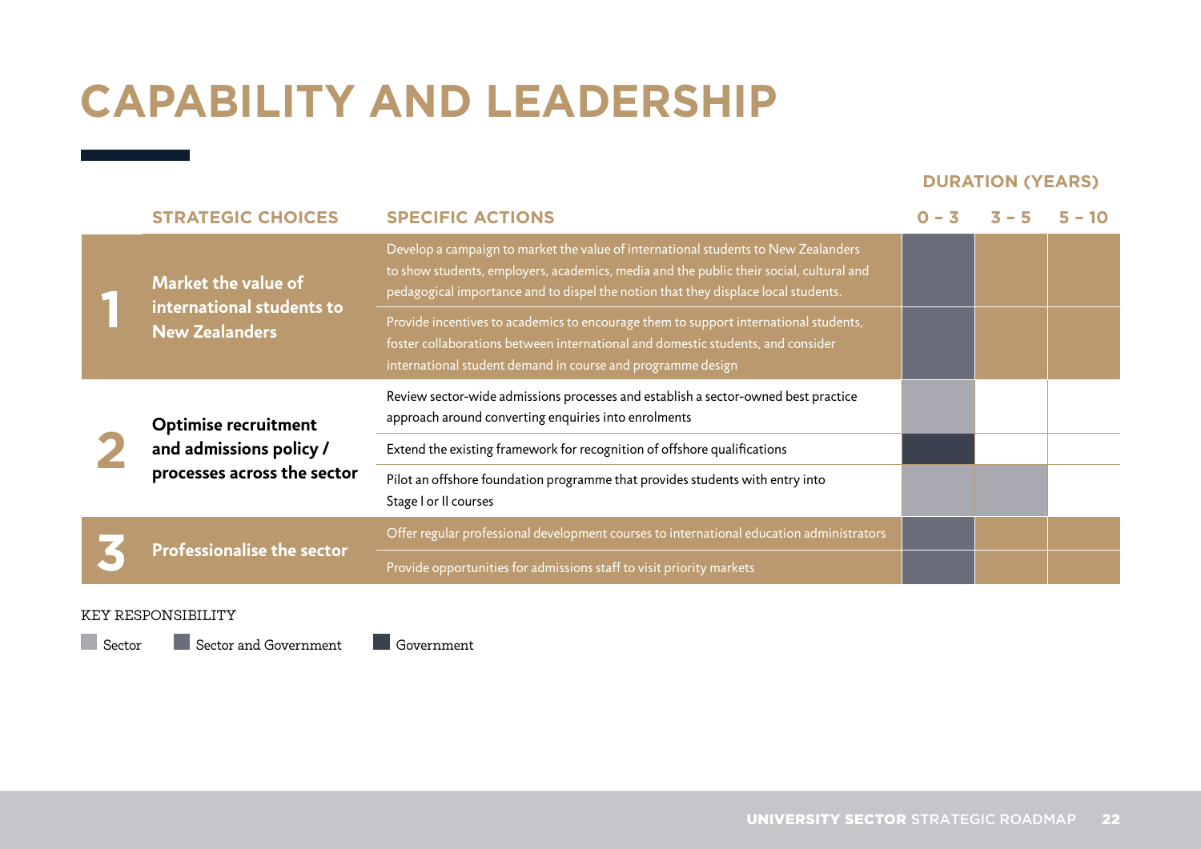# CAPABILITY AND LEADERSHIP

| | STRATEGIC CHOICES | SPECIFIC ACTIONS | DURATION (YEARS) 0 – 3 | 3 – 5 | 5 – 10 |
|---|---|---|---|---|---|
| 1 | Market the value of international students to New Zealanders | Develop a campaign to market the value of international students to New Zealanders to show students, employers, academics, media and the public their social, cultural and pedagogical importance and to dispel the notion that they displace local students. | Sector and Government | | |
| | | Provide incentives to academics to encourage them to support international students, foster collaborations between international and domestic students, and consider international student demand in course and programme design | Sector and Government | | |
| 2 | Optimise recruitment and admissions policy / processes across the sector | Review sector-wide admissions processes and establish a sector-owned best practice approach around converting enquiries into enrolments | Sector | | |
| | | Extend the existing framework for recognition of offshore qualifications | Government | | |
| | | Pilot an offshore foundation programme that provides students with entry into Stage I or II courses | Sector | Sector | |
| 3 | Professionalise the sector | Offer regular professional development courses to international education administrators | Sector and Government | | |
| | | Provide opportunities for admissions staff to visit priority markets | Sector and Government | | |

KEY RESPONSIBILITY

Sector | Sector and Government | Government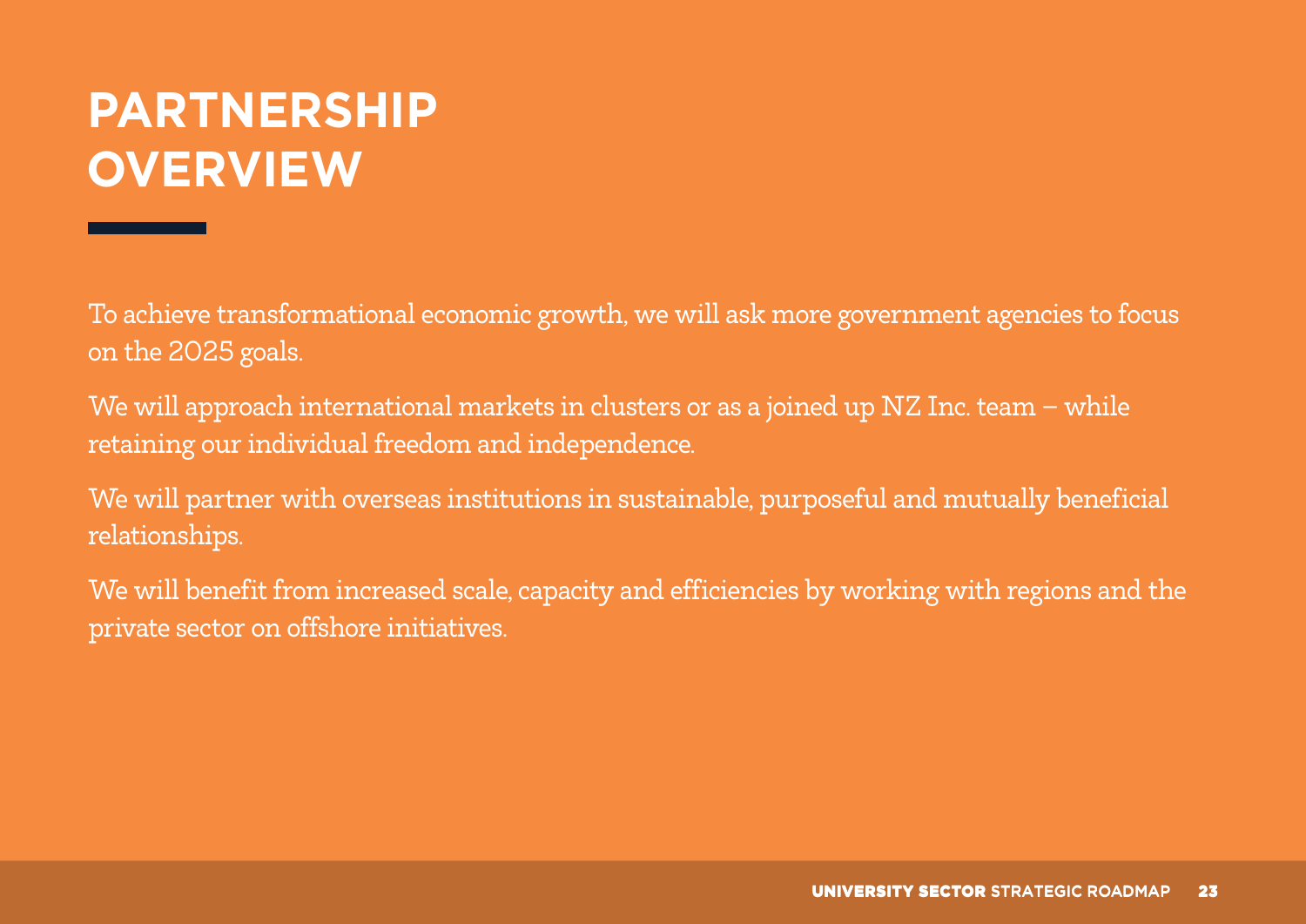# PARTNERSHIP OVERVIEW

To achieve transformational economic growth, we will ask more government agencies to focus on the 2025 goals.

We will approach international markets in clusters or as a joined up NZ Inc. team – while retaining our individual freedom and independence.

We will partner with overseas institutions in sustainable, purposeful and mutually beneficial relationships.

We will benefit from increased scale, capacity and efficiencies by working with regions and the private sector on offshore initiatives.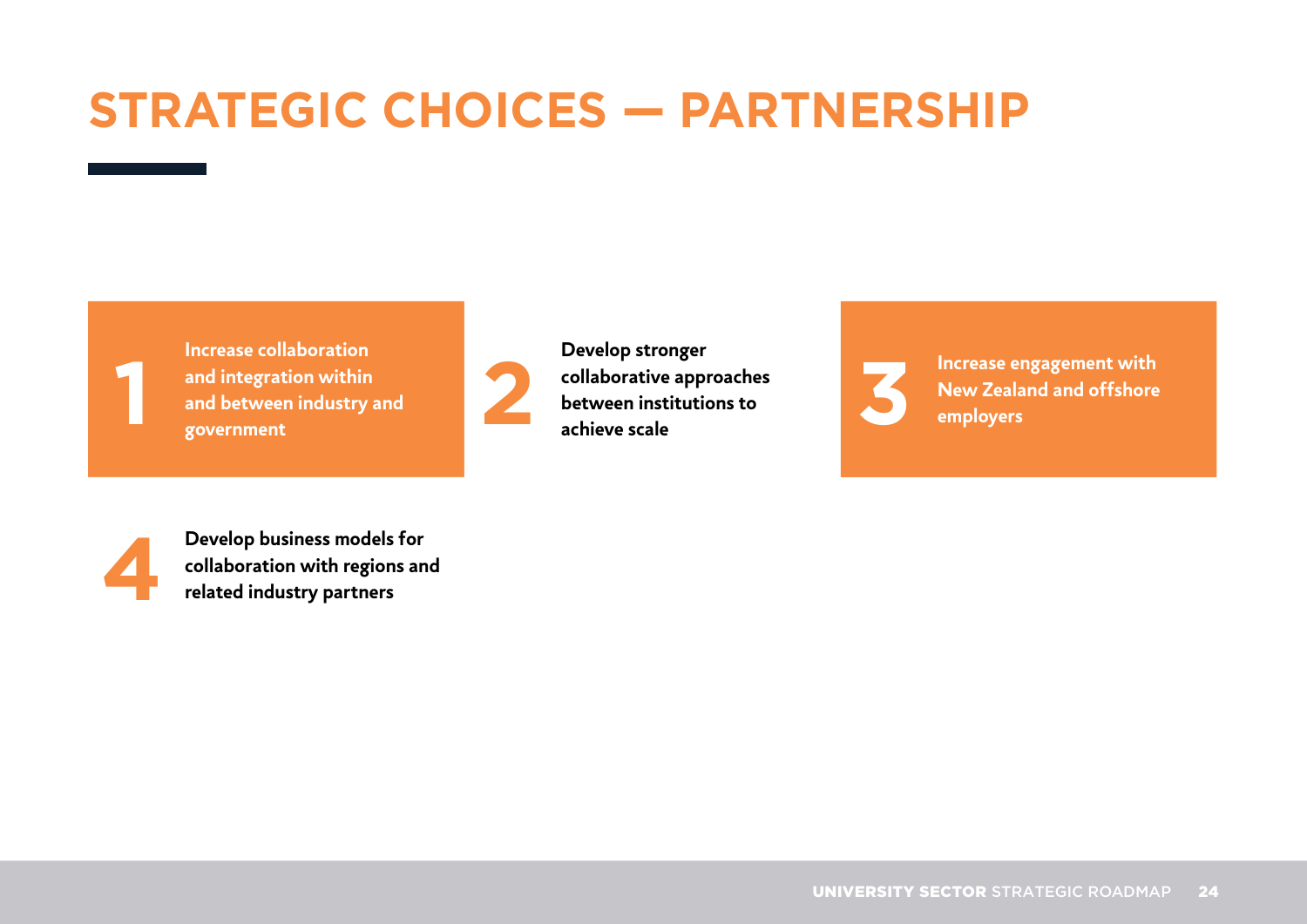# STRATEGIC CHOICES — PARTNERSHIP

1. Increase collaboration and integration within and between industry and government
2. Develop stronger collaborative approaches between institutions to achieve scale
3. Increase engagement with New Zealand and offshore employers
4. Develop business models for collaboration with regions and related industry partners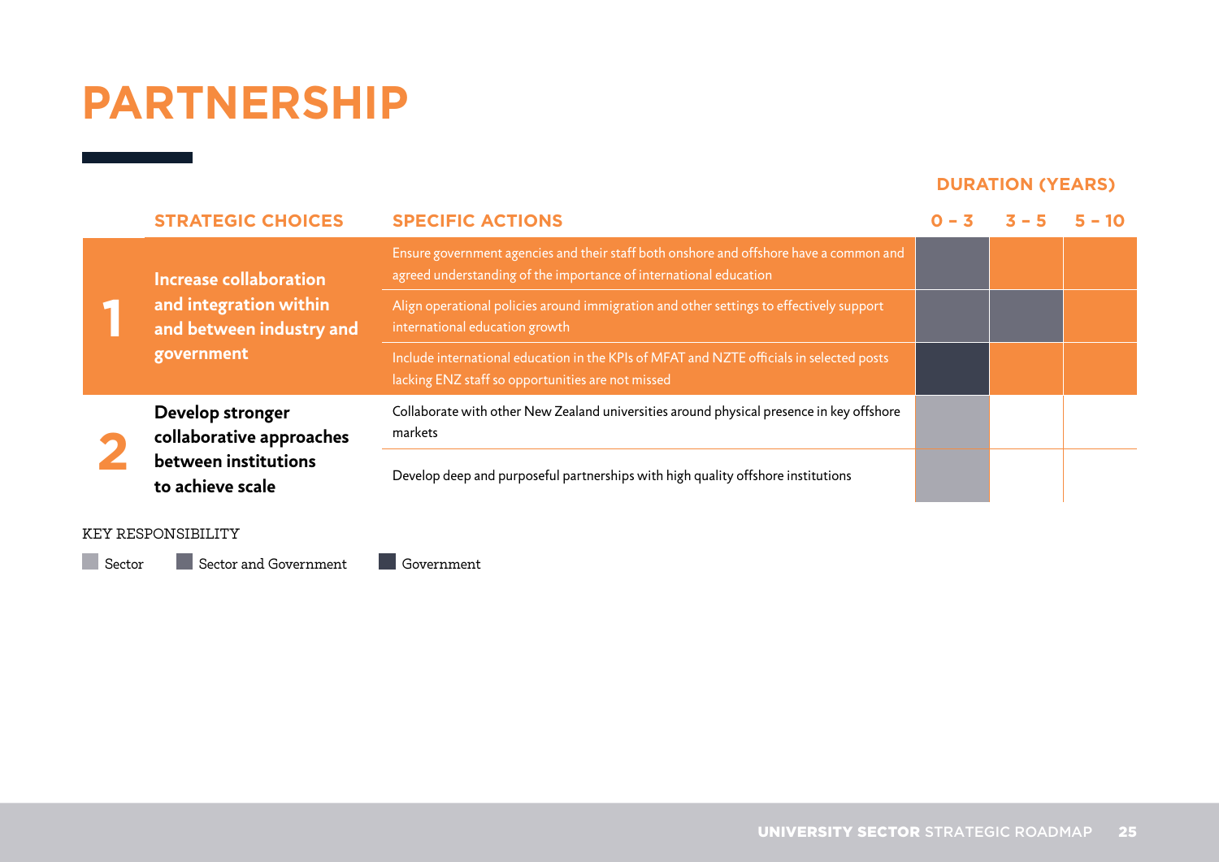# PARTNERSHIP

| | STRATEGIC CHOICES | SPECIFIC ACTIONS | DURATION (YEARS) 0 – 3 | 3 – 5 | 5 – 10 |
|---|---|---|---|---|---|
| 1 | Increase collaboration and integration within and between industry and government | Ensure government agencies and their staff both onshore and offshore have a common and agreed understanding of the importance of international education | Sector and Government | | |
| | | Align operational policies around immigration and other settings to effectively support international education growth | Sector and Government | Sector and Government | |
| | | Include international education in the KPIs of MFAT and NZTE officials in selected posts lacking ENZ staff so opportunities are not missed | Government | | |
| 2 | Develop stronger collaborative approaches between institutions to achieve scale | Collaborate with other New Zealand universities around physical presence in key offshore markets | Sector | | |
| | | Develop deep and purposeful partnerships with high quality offshore institutions | Sector | | |

KEY RESPONSIBILITY

Sector | Sector and Government | Government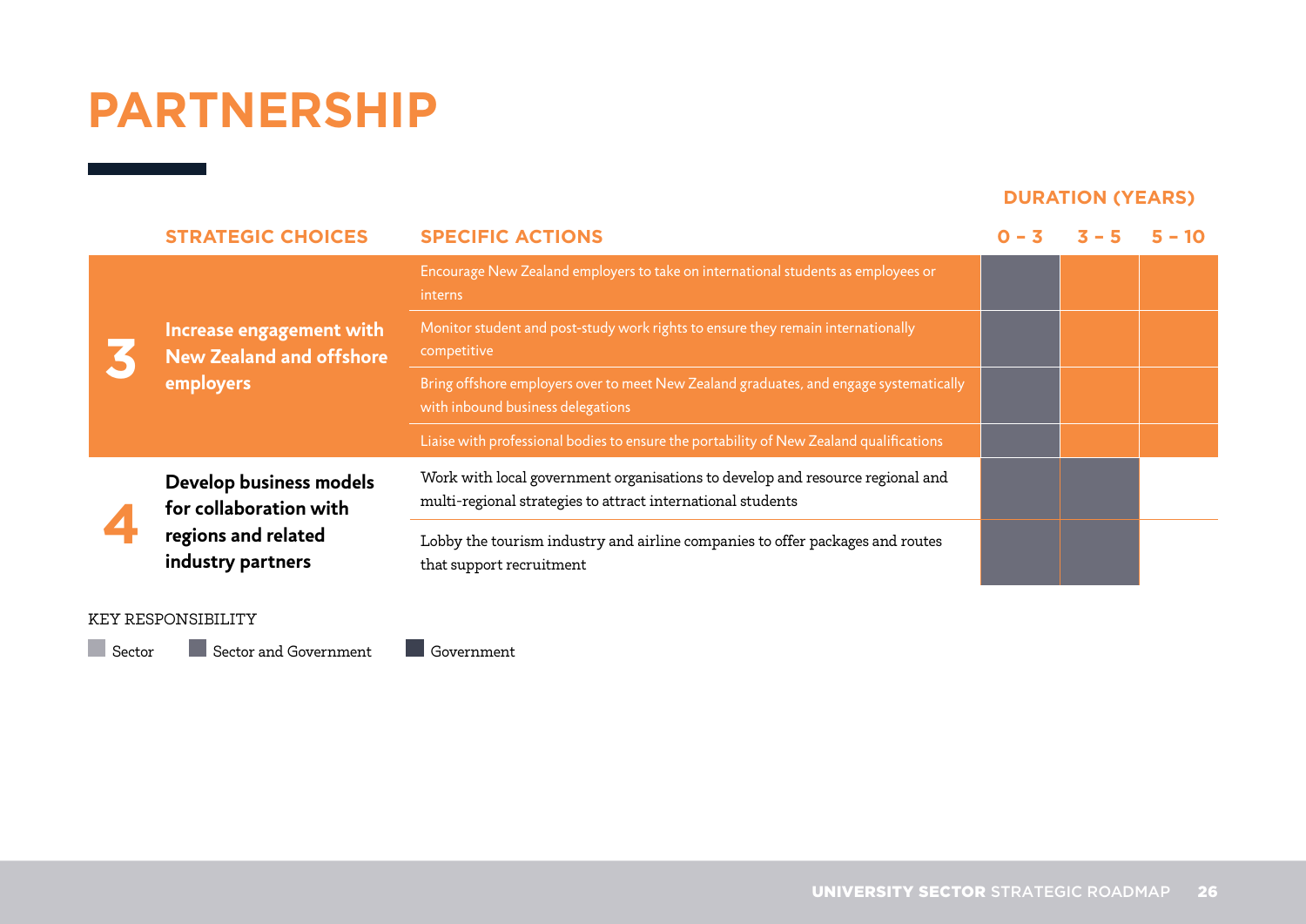# PARTNERSHIP

| | STRATEGIC CHOICES | SPECIFIC ACTIONS | 0 – 3 | 3 – 5 | 5 – 10 |
|---|---|---|---|---|---|
| **3** | **Increase engagement with New Zealand and offshore employers** | Encourage New Zealand employers to take on international students as employees or interns | Sector and Government | | |
| | | Monitor student and post-study work rights to ensure they remain internationally competitive | Sector and Government | | |
| | | Bring offshore employers over to meet New Zealand graduates, and engage systematically with inbound business delegations | Sector and Government | | |
| | | Liaise with professional bodies to ensure the portability of New Zealand qualifications | Sector and Government | | |
| **4** | **Develop business models for collaboration with regions and related industry partners** | Work with local government organisations to develop and resource regional and multi-regional strategies to attract international students | Sector and Government | Sector and Government | |
| | | Lobby the tourism industry and airline companies to offer packages and routes that support recruitment | Sector and Government | Sector and Government | |

KEY RESPONSIBILITY

Sector | Sector and Government | Government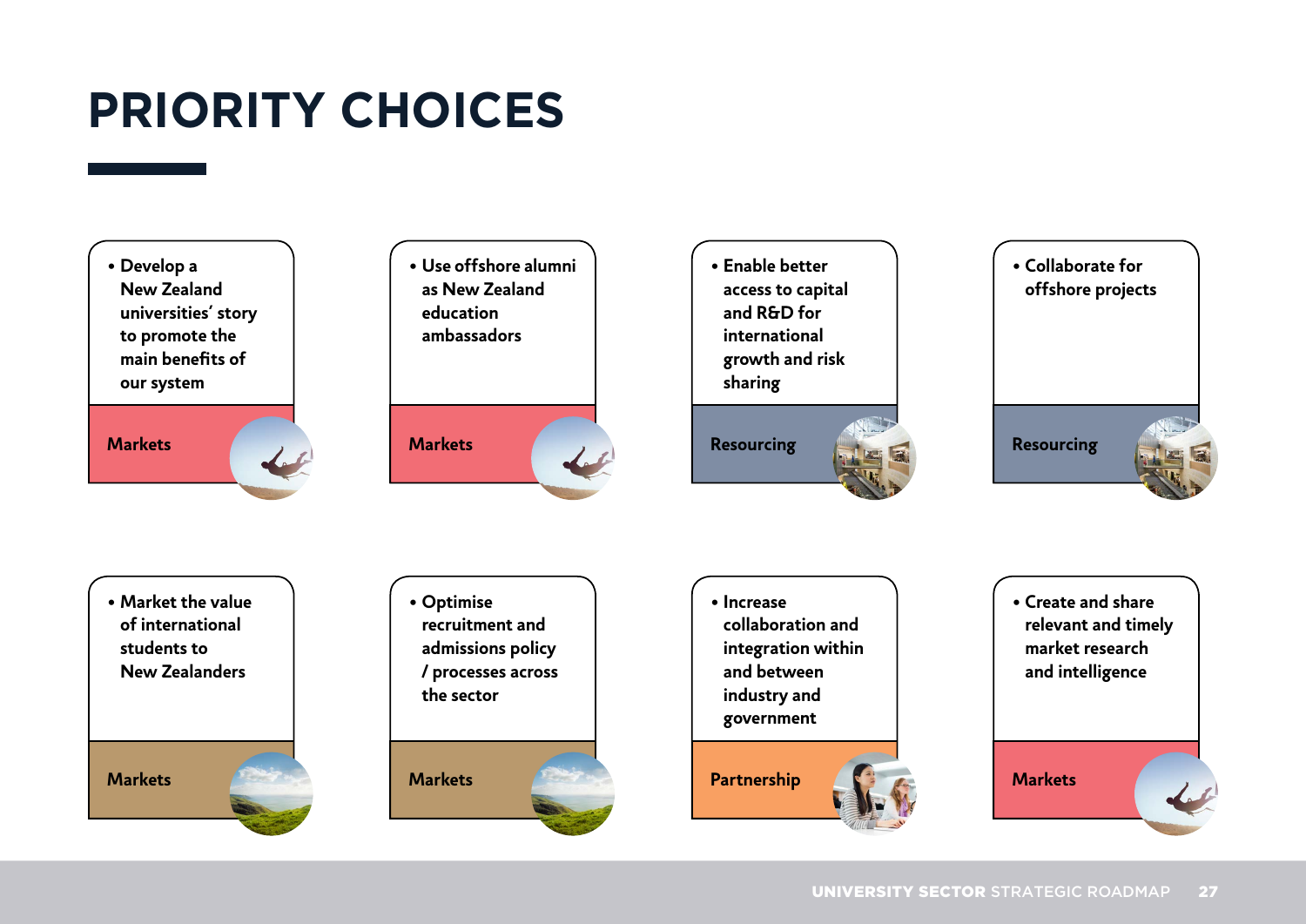# PRIORITY CHOICES

- Develop a New Zealand universities' story to promote the main benefits of our system

Markets

- Use offshore alumni as New Zealand education ambassadors

Markets

- Enable better access to capital and R&D for international growth and risk sharing

Resourcing

- Collaborate for offshore projects

Resourcing

- Market the value of international students to New Zealanders

Markets

- Optimise recruitment and admissions policy / processes across the sector

Markets

- Increase collaboration and integration within and between industry and government

Partnership

- Create and share relevant and timely market research and intelligence

Markets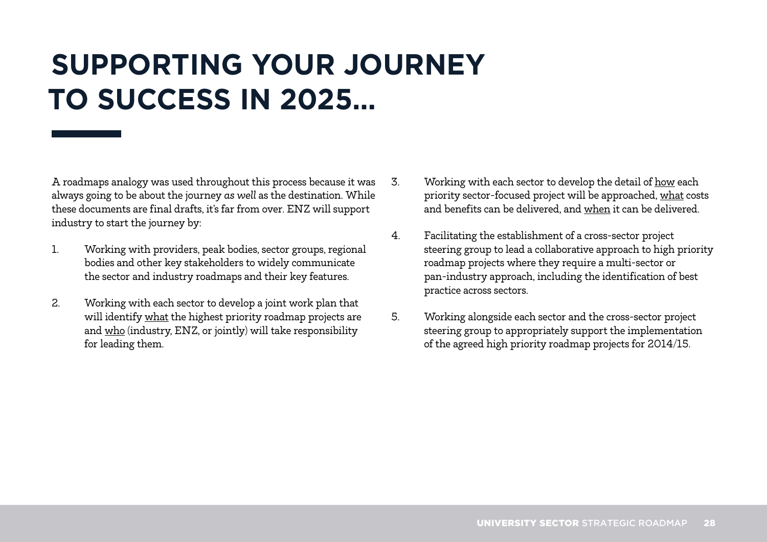# SUPPORTING YOUR JOURNEY TO SUCCESS IN 2025...

A roadmaps analogy was used throughout this process because it was always going to be about the journey *as well* as the destination. While these documents are final drafts, it's far from over. ENZ will support industry to start the journey by:

1. Working with providers, peak bodies, sector groups, regional bodies and other key stakeholders to widely communicate the sector and industry roadmaps and their key features.

2. Working with each sector to develop a joint work plan that will identify <u>what</u> the highest priority roadmap projects are and <u>who</u> (industry, ENZ, or jointly) will take responsibility for leading them.

3. Working with each sector to develop the detail of <u>how</u> each priority sector-focused project will be approached, <u>what</u> costs and benefits can be delivered, and <u>when</u> it can be delivered.

4. Facilitating the establishment of a cross-sector project steering group to lead a collaborative approach to high priority roadmap projects where they require a multi-sector or pan-industry approach, including the identification of best practice across sectors.

5. Working alongside each sector and the cross-sector project steering group to appropriately support the implementation of the agreed high priority roadmap projects for 2014/15.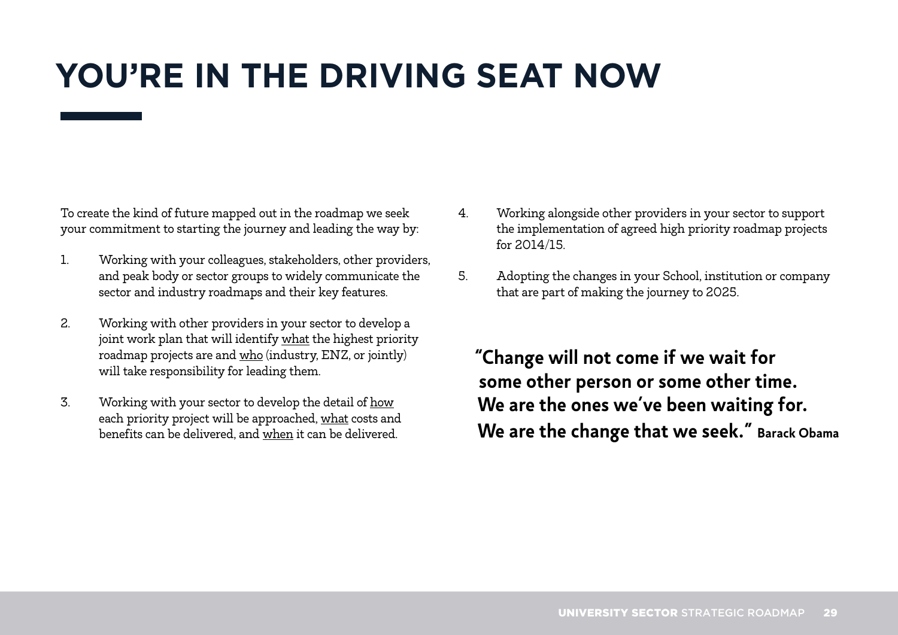# YOU'RE IN THE DRIVING SEAT NOW

To create the kind of future mapped out in the roadmap we seek your commitment to starting the journey and leading the way by:

1. Working with your colleagues, stakeholders, other providers, and peak body or sector groups to widely communicate the sector and industry roadmaps and their key features.
2. Working with other providers in your sector to develop a joint work plan that will identify <u>what</u> the highest priority roadmap projects are and <u>who</u> (industry, ENZ, or jointly) will take responsibility for leading them.
3. Working with your sector to develop the detail of <u>how</u> each priority project will be approached, <u>what</u> costs and benefits can be delivered, and <u>when</u> it can be delivered.
4. Working alongside other providers in your sector to support the implementation of agreed high priority roadmap projects for 2014/15.
5. Adopting the changes in your School, institution or company that are part of making the journey to 2025.

**"Change will not come if we wait for some other person or some other time. We are the ones we've been waiting for. We are the change that we seek." Barack Obama**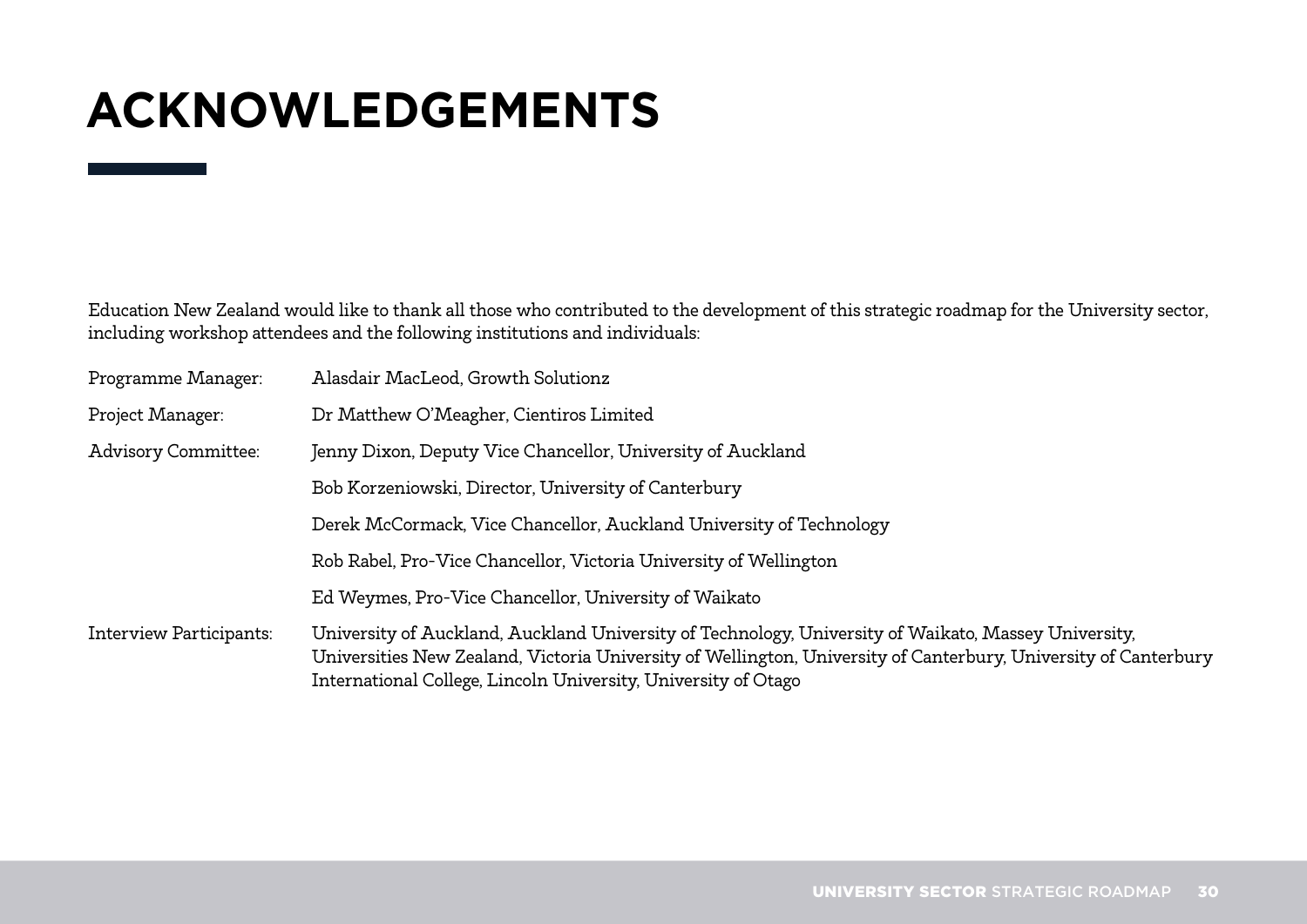# ACKNOWLEDGEMENTS

Education New Zealand would like to thank all those who contributed to the development of this strategic roadmap for the University sector, including workshop attendees and the following institutions and individuals:

| | |
|---|---|
| Programme Manager: | Alasdair MacLeod, Growth Solutionz |
| Project Manager: | Dr Matthew O'Meagher, Cientiros Limited |
| Advisory Committee: | Jenny Dixon, Deputy Vice Chancellor, University of Auckland |
| | Bob Korzeniowski, Director, University of Canterbury |
| | Derek McCormack, Vice Chancellor, Auckland University of Technology |
| | Rob Rabel, Pro-Vice Chancellor, Victoria University of Wellington |
| | Ed Weymes, Pro-Vice Chancellor, University of Waikato |
| Interview Participants: | University of Auckland, Auckland University of Technology, University of Waikato, Massey University, Universities New Zealand, Victoria University of Wellington, University of Canterbury, University of Canterbury International College, Lincoln University, University of Otago |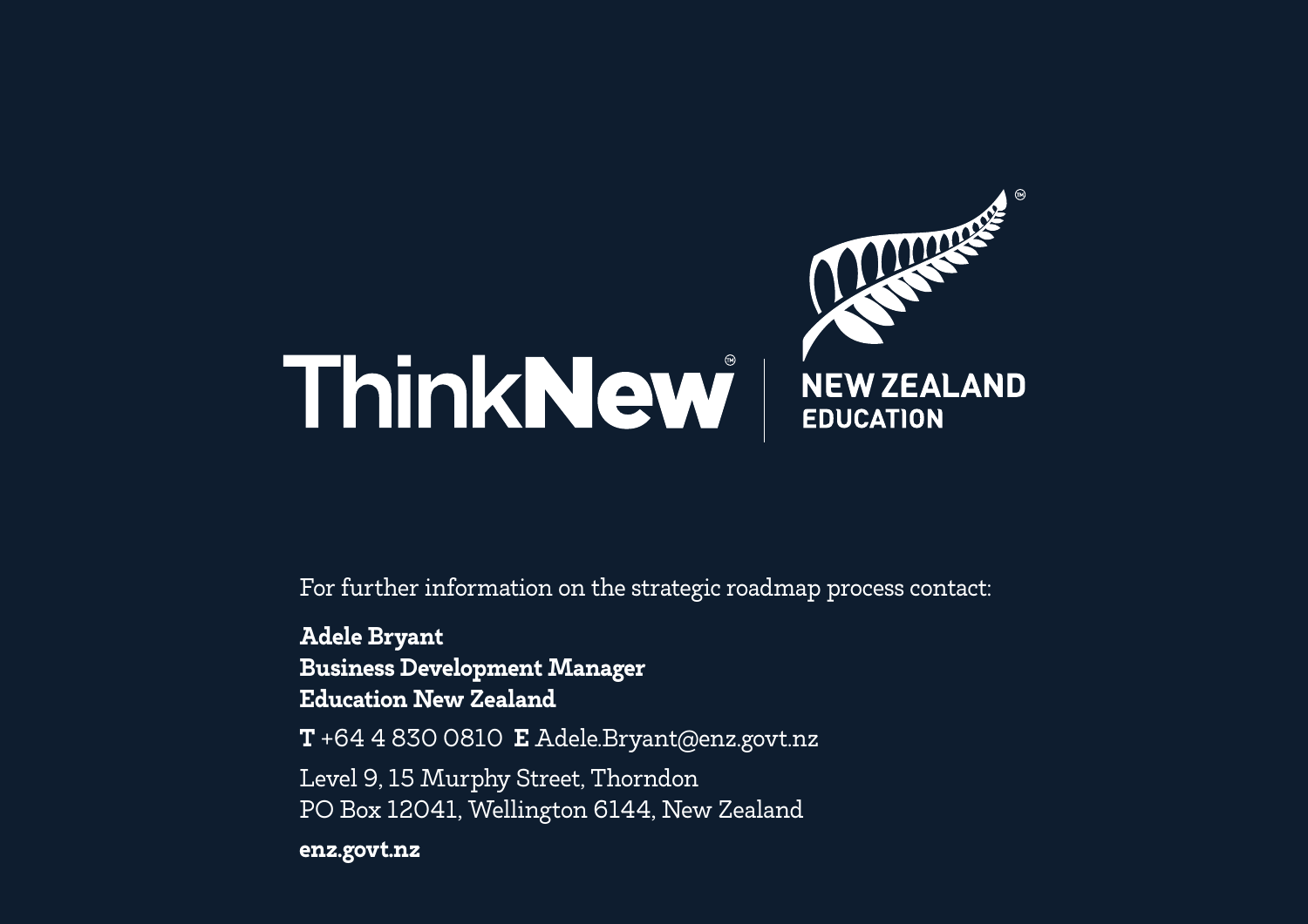ThinkNew®

NEW ZEALAND EDUCATION

For further information on the strategic roadmap process contact:

**Adele Bryant**
**Business Development Manager**
**Education New Zealand**

**T** +64 4 830 0810 **E** Adele.Bryant@enz.govt.nz

Level 9, 15 Murphy Street, Thorndon
PO Box 12041, Wellington 6144, New Zealand

**enz.govt.nz**